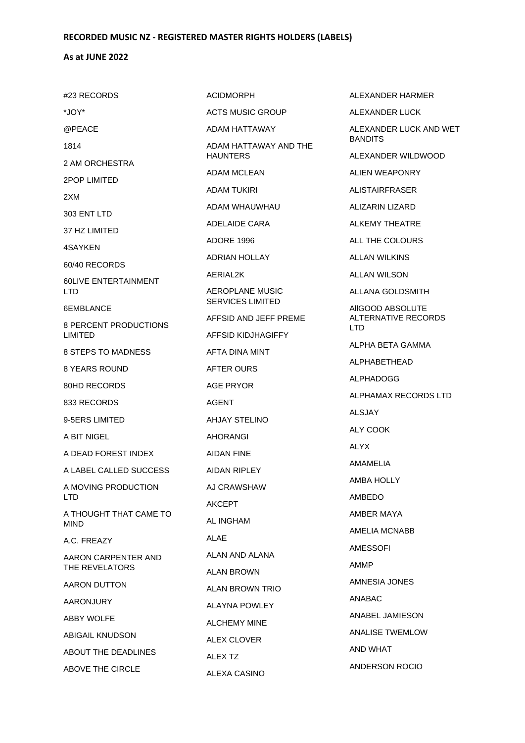**RECORDED MUSIC NZ - REGISTERED MASTER RIGHTS HOLDERS (LABELS)**

**As at JUNE 2022**

#23 RECORDS
*JOY*
@PEACE
1814
2 AM ORCHESTRA
2POP LIMITED
2XM
303 ENT LTD
37 HZ LIMITED
4SAYKEN
60/40 RECORDS
60LIVE ENTERTAINMENT LTD
6EMBLANCE
8 PERCENT PRODUCTIONS LIMITED
8 STEPS TO MADNESS
8 YEARS ROUND
80HD RECORDS
833 RECORDS
9-5ERS LIMITED
A BIT NIGEL
A DEAD FOREST INDEX
A LABEL CALLED SUCCESS
A MOVING PRODUCTION LTD
A THOUGHT THAT CAME TO MIND
A.C. FREAZY
AARON CARPENTER AND THE REVELATORS
AARON DUTTON
AARONJURY
ABBY WOLFE
ABIGAIL KNUDSON
ABOUT THE DEADLINES
ABOVE THE CIRCLE
ACIDMORPH
ACTS MUSIC GROUP
ADAM HATTAWAY
ADAM HATTAWAY AND THE HAUNTERS
ADAM MCLEAN
ADAM TUKIRI
ADAM WHAUWHAU
ADELAIDE CARA
ADORE 1996
ADRIAN HOLLAY
AERIAL2K
AEROPLANE MUSIC SERVICES LIMITED
AFFSID AND JEFF PREME
AFFSID KIDJHAGIFFY
AFTA DINA MINT
AFTER OURS
AGE PRYOR
AGENT
AHJAY STELINO
AHORANGI
AIDAN FINE
AIDAN RIPLEY
AJ CRAWSHAW
AKCEPT
AL INGHAM
ALAE
ALAN AND ALANA
ALAN BROWN
ALAN BROWN TRIO
ALAYNA POWLEY
ALCHEMY MINE
ALEX CLOVER
ALEX TZ
ALEXA CASINO
ALEXANDER HARMER
ALEXANDER LUCK
ALEXANDER LUCK AND WET BANDITS
ALEXANDER WILDWOOD
ALIEN WEAPONRY
ALISTAIRFRASER
ALIZARIN LIZARD
ALKEMY THEATRE
ALL THE COLOURS
ALLAN WILKINS
ALLAN WILSON
ALLANA GOLDSMITH
AlIGOOD ABSOLUTE ALTERNATIVE RECORDS LTD
ALPHA BETA GAMMA
ALPHABETHEAD
ALPHADOGG
ALPHAMAX RECORDS LTD
ALSJAY
ALY COOK
ALYX
AMAMELIA
AMBA HOLLY
AMBEDO
AMBER MAYA
AMELIA MCNABB
AMESSOFI
AMMP
AMNESIA JONES
ANABAC
ANABEL JAMIESON
ANALISE TWEMLOW
AND WHAT
ANDERSON ROCIO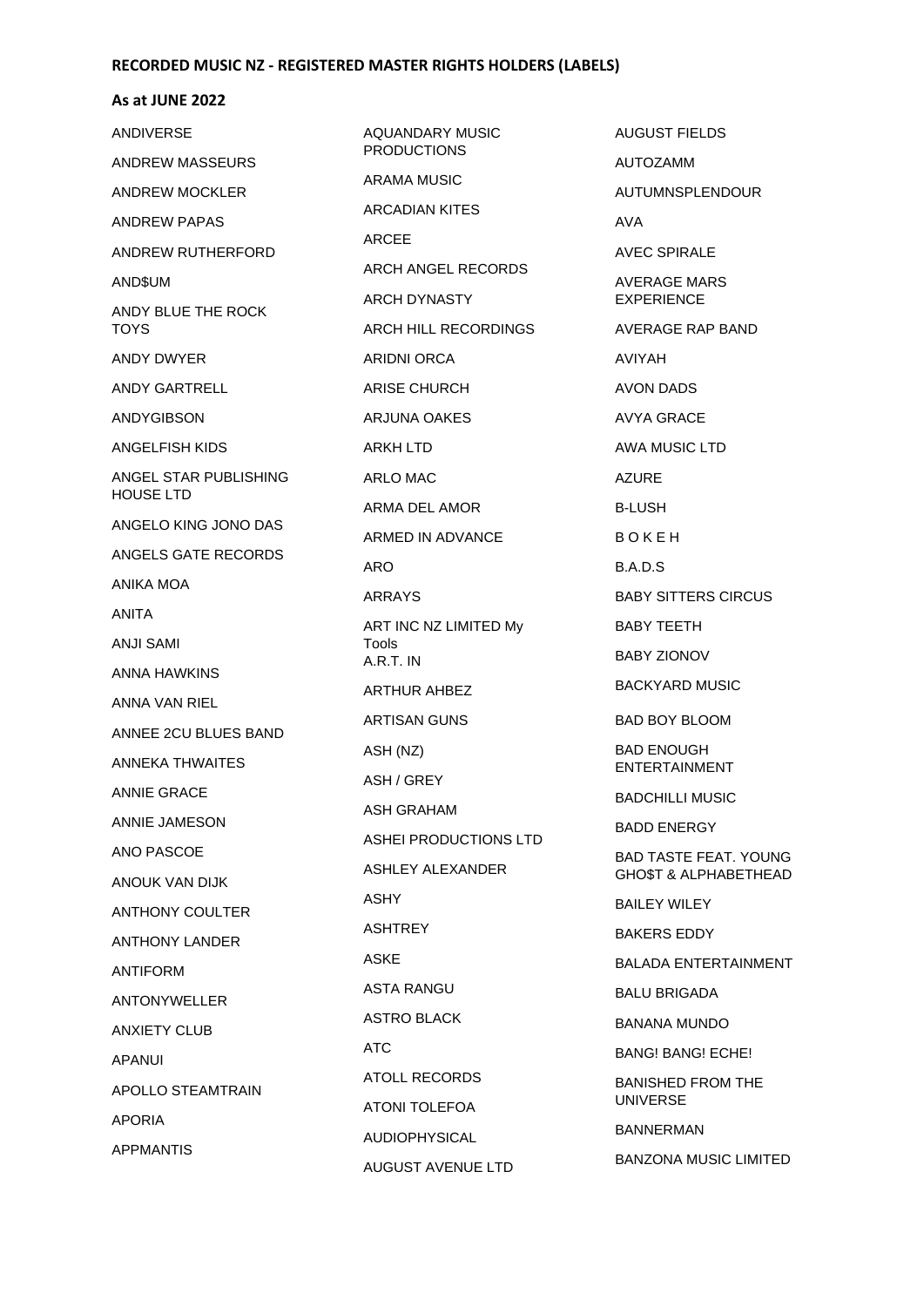**RECORDED MUSIC NZ - REGISTERED MASTER RIGHTS HOLDERS (LABELS)**

**As at JUNE 2022**

ANDIVERSE

ANDREW MASSEURS

ANDREW MOCKLER

ANDREW PAPAS

ANDREW RUTHERFORD

AND$UM

ANDY BLUE THE ROCK TOYS

ANDY DWYER

ANDY GARTRELL

ANDYGIBSON

ANGELFISH KIDS

ANGEL STAR PUBLISHING HOUSE LTD

ANGELO KING JONO DAS

ANGELS GATE RECORDS

ANIKA MOA

ANITA

ANJI SAMI

ANNA HAWKINS

ANNA VAN RIEL

ANNEE 2CU BLUES BAND

ANNEKA THWAITES

ANNIE GRACE

ANNIE JAMESON

ANO PASCOE

ANOUK VAN DIJK

ANTHONY COULTER

ANTHONY LANDER

ANTIFORM

ANTONYWELLER

ANXIETY CLUB

APANUI

APOLLO STEAMTRAIN

APORIA

APPMANTIS

AQUANDARY MUSIC PRODUCTIONS

ARAMA MUSIC

ARCADIAN KITES

ARCEE

ARCH ANGEL RECORDS

ARCH DYNASTY

ARCH HILL RECORDINGS

ARIDNI ORCA

ARISE CHURCH

ARJUNA OAKES

ARKH LTD

ARLO MAC

ARMA DEL AMOR

ARMED IN ADVANCE

ARO

ARRAYS

ART INC NZ LIMITED My Tools
A.R.T. IN

ARTHUR AHBEZ

ARTISAN GUNS

ASH (NZ)

ASH / GREY

ASH GRAHAM

ASHEI PRODUCTIONS LTD

ASHLEY ALEXANDER

ASHY

ASHTREY

ASKE

ASTA RANGU

ASTRO BLACK

ATC

ATOLL RECORDS

ATONI TOLEFOA

AUDIOPHYSICAL

AUGUST AVENUE LTD

AUGUST FIELDS

AUTOZAMM

AUTUMNSPLENDOUR

AVA

AVEC SPIRALE

AVERAGE MARS EXPERIENCE

AVERAGE RAP BAND

AVIYAH

AVON DADS

AVYA GRACE

AWA MUSIC LTD

AZURE

B-LUSH

B O K E H

B.A.D.S

BABY SITTERS CIRCUS

BABY TEETH

BABY ZIONOV

BACKYARD MUSIC

BAD BOY BLOOM

BAD ENOUGH ENTERTAINMENT

BADCHILLI MUSIC

BADD ENERGY

BAD TASTE FEAT. YOUNG GHO$T & ALPHABETHEAD

BAILEY WILEY

BAKERS EDDY

BALADA ENTERTAINMENT

BALU BRIGADA

BANANA MUNDO

BANG! BANG! ECHE!

BANISHED FROM THE UNIVERSE

BANNERMAN

BANZONA MUSIC LIMITED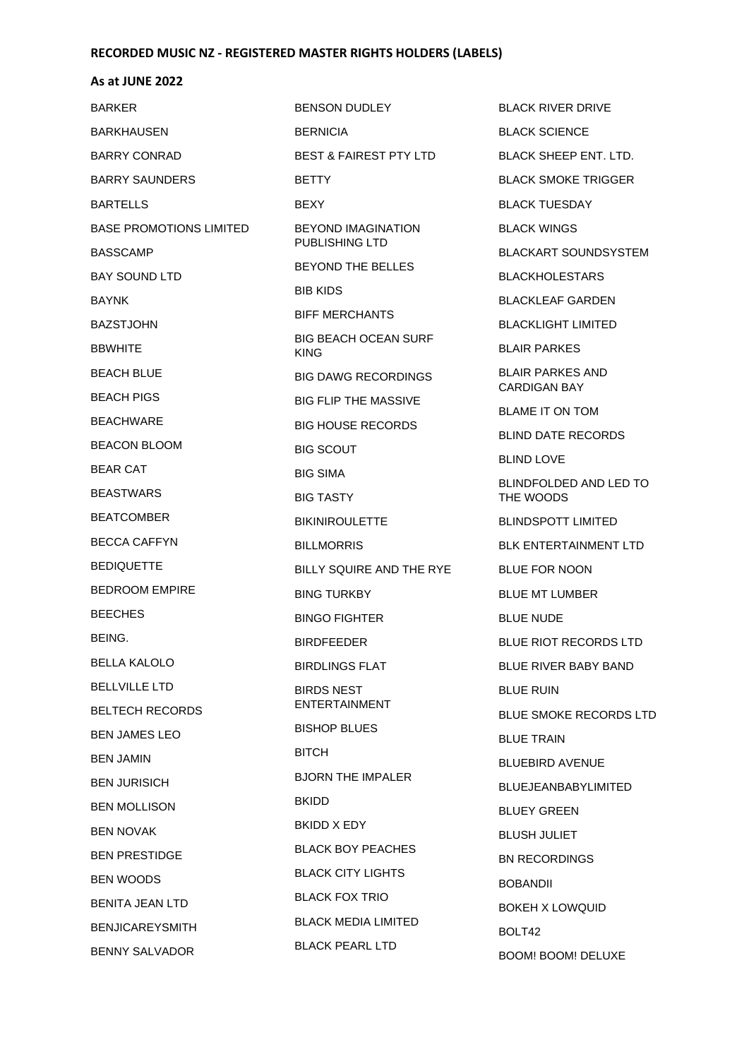**RECORDED MUSIC NZ - REGISTERED MASTER RIGHTS HOLDERS (LABELS)**

**As at JUNE 2022**

BARKER
BARKHAUSEN
BARRY CONRAD
BARRY SAUNDERS
BARTELLS
BASE PROMOTIONS LIMITED
BASSCAMP
BAY SOUND LTD
BAYNK
BAZSTJOHN
BBWHITE
BEACH BLUE
BEACH PIGS
BEACHWARE
BEACON BLOOM
BEAR CAT
BEASTWARS
BEATCOMBER
BECCA CAFFYN
BEDIQUETTE
BEDROOM EMPIRE
BEECHES
BEING.
BELLA KALOLO
BELLVILLE LTD
BELTECH RECORDS
BEN JAMES LEO
BEN JAMIN
BEN JURISICH
BEN MOLLISON
BEN NOVAK
BEN PRESTIDGE
BEN WOODS
BENITA JEAN LTD
BENJICAREYSMITH
BENNY SALVADOR
BENSON DUDLEY
BERNICIA
BEST & FAIREST PTY LTD
BETTY
BEXY
BEYOND IMAGINATION PUBLISHING LTD
BEYOND THE BELLES
BIB KIDS
BIFF MERCHANTS
BIG BEACH OCEAN SURF KING
BIG DAWG RECORDINGS
BIG FLIP THE MASSIVE
BIG HOUSE RECORDS
BIG SCOUT
BIG SIMA
BIG TASTY
BIKINIROULETTE
BILLMORRIS
BILLY SQUIRE AND THE RYE
BING TURKBY
BINGO FIGHTER
BIRDFEEDER
BIRDLINGS FLAT
BIRDS NEST ENTERTAINMENT
BISHOP BLUES
BITCH
BJORN THE IMPALER
BKIDD
BKIDD X EDY
BLACK BOY PEACHES
BLACK CITY LIGHTS
BLACK FOX TRIO
BLACK MEDIA LIMITED
BLACK PEARL LTD
BLACK RIVER DRIVE
BLACK SCIENCE
BLACK SHEEP ENT. LTD.
BLACK SMOKE TRIGGER
BLACK TUESDAY
BLACK WINGS
BLACKART SOUNDSYSTEM
BLACKHOLESTARS
BLACKLEAF GARDEN
BLACKLIGHT LIMITED
BLAIR PARKES
BLAIR PARKES AND CARDIGAN BAY
BLAME IT ON TOM
BLIND DATE RECORDS
BLIND LOVE
BLINDFOLDED AND LED TO THE WOODS
BLINDSPOTT LIMITED
BLK ENTERTAINMENT LTD
BLUE FOR NOON
BLUE MT LUMBER
BLUE NUDE
BLUE RIOT RECORDS LTD
BLUE RIVER BABY BAND
BLUE RUIN
BLUE SMOKE RECORDS LTD
BLUE TRAIN
BLUEBIRD AVENUE
BLUEJEANBABYLIMITED
BLUEY GREEN
BLUSH JULIET
BN RECORDINGS
BOBANDII
BOKEH X LOWQUID
BOLT42
BOOM! BOOM! DELUXE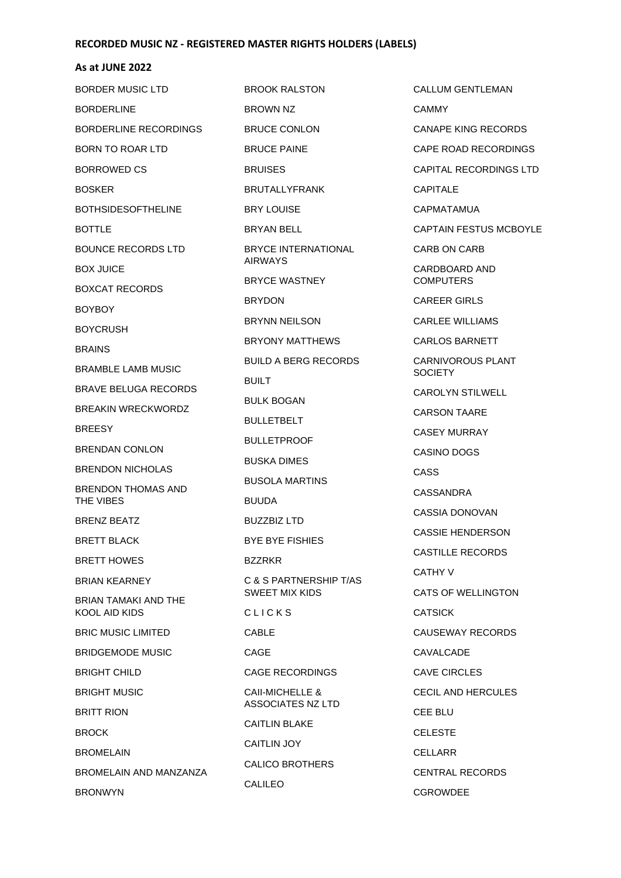**RECORDED MUSIC NZ - REGISTERED MASTER RIGHTS HOLDERS (LABELS)**

**As at JUNE 2022**

BORDER MUSIC LTD
BORDERLINE
BORDERLINE RECORDINGS
BORN TO ROAR LTD
BORROWED CS
BOSKER
BOTHSIDESOFTHELINE
BOTTLE
BOUNCE RECORDS LTD
BOX JUICE
BOXCAT RECORDS
BOYBOY
BOYCRUSH
BRAINS
BRAMBLE LAMB MUSIC
BRAVE BELUGA RECORDS
BREAKIN WRECKWORDZ
BREESY
BRENDAN CONLON
BRENDON NICHOLAS
BRENDON THOMAS AND THE VIBES
BRENZ BEATZ
BRETT BLACK
BRETT HOWES
BRIAN KEARNEY
BRIAN TAMAKI AND THE KOOL AID KIDS
BRIC MUSIC LIMITED
BRIDGEMODE MUSIC
BRIGHT CHILD
BRIGHT MUSIC
BRITT RION
BROCK
BROMELAIN
BROMELAIN AND MANZANZA
BRONWYN
BROOK RALSTON
BROWN NZ
BRUCE CONLON
BRUCE PAINE
BRUISES
BRUTALLYFRANK
BRY LOUISE
BRYAN BELL
BRYCE INTERNATIONAL AIRWAYS
BRYCE WASTNEY
BRYDON
BRYNN NEILSON
BRYONY MATTHEWS
BUILD A BERG RECORDS
BUILT
BULK BOGAN
BULLETBELT
BULLETPROOF
BUSKA DIMES
BUSOLA MARTINS
BUUDA
BUZZBIZ LTD
BYE BYE FISHIES
BZZRKR
C & S PARTNERSHIP T/AS SWEET MIX KIDS
C L I C K S
CABLE
CAGE
CAGE RECORDINGS
CAII-MICHELLE & ASSOCIATES NZ LTD
CAITLIN BLAKE
CAITLIN JOY
CALICO BROTHERS
CALILEO
CALLUM GENTLEMAN
CAMMY
CANAPE KING RECORDS
CAPE ROAD RECORDINGS
CAPITAL RECORDINGS LTD
CAPITALE
CAPMATAMUA
CAPTAIN FESTUS MCBOYLE
CARB ON CARB
CARDBOARD AND COMPUTERS
CAREER GIRLS
CARLEE WILLIAMS
CARLOS BARNETT
CARNIVOROUS PLANT SOCIETY
CAROLYN STILWELL
CARSON TAARE
CASEY MURRAY
CASINO DOGS
CASS
CASSANDRA
CASSIA DONOVAN
CASSIE HENDERSON
CASTILLE RECORDS
CATHY V
CATS OF WELLINGTON
CATSICK
CAUSEWAY RECORDS
CAVALCADE
CAVE CIRCLES
CECIL AND HERCULES
CEE BLU
CELESTE
CELLARR
CENTRAL RECORDS
CGROWDEE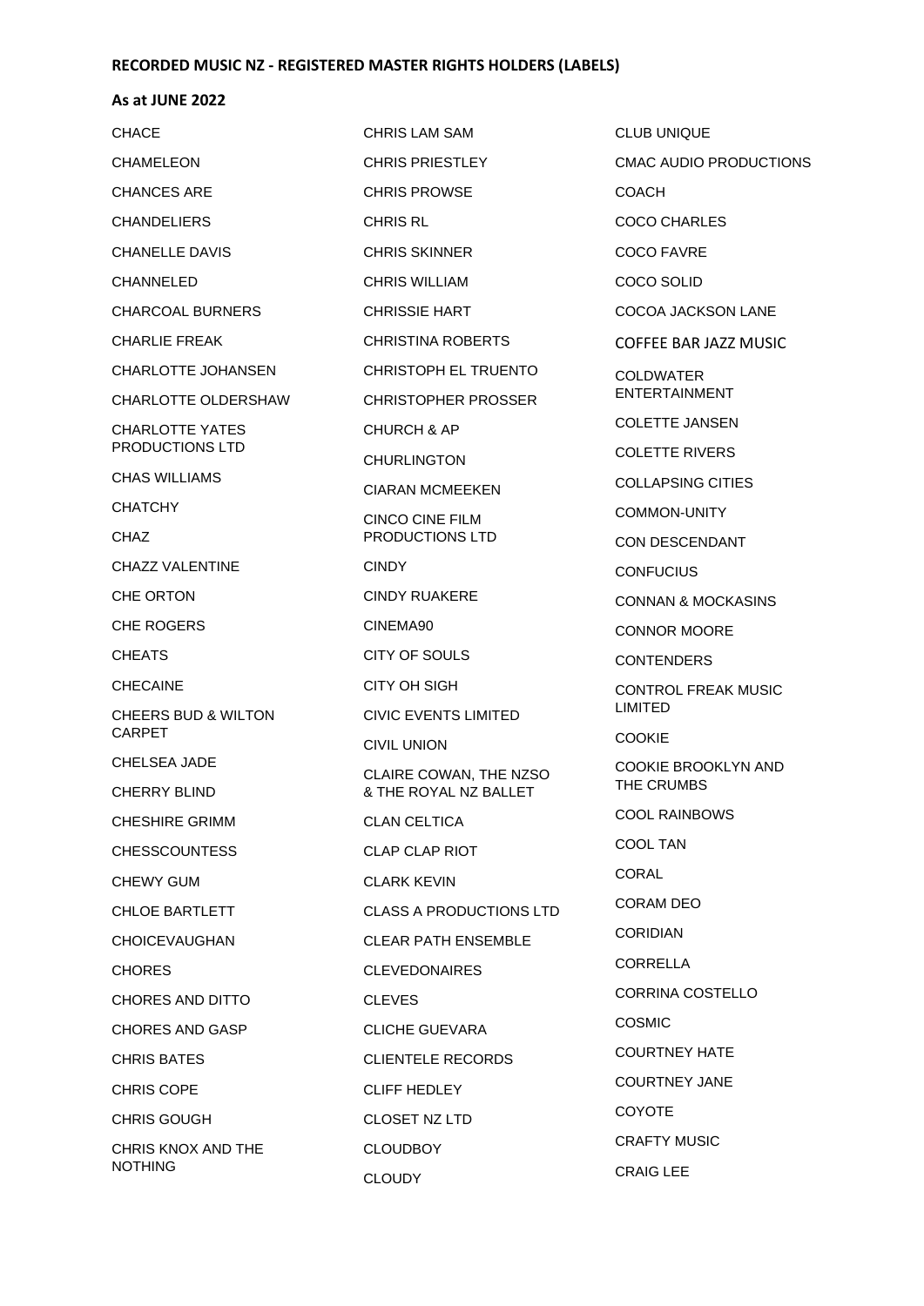**RECORDED MUSIC NZ - REGISTERED MASTER RIGHTS HOLDERS (LABELS)**

**As at JUNE 2022**

CHACE

CHAMELEON

CHANCES ARE

CHANDELIERS

CHANELLE DAVIS

CHANNELED

CHARCOAL BURNERS

CHARLIE FREAK

CHARLOTTE JOHANSEN

CHARLOTTE OLDERSHAW

CHARLOTTE YATES PRODUCTIONS LTD

CHAS WILLIAMS

CHATCHY

CHAZ

CHAZZ VALENTINE

CHE ORTON

CHE ROGERS

CHEATS

CHECAINE

CHEERS BUD & WILTON CARPET

CHELSEA JADE

CHERRY BLIND

CHESHIRE GRIMM

CHESSCOUNTESS

CHEWY GUM

CHLOE BARTLETT

CHOICEVAUGHAN

CHORES

CHORES AND DITTO

CHORES AND GASP

CHRIS BATES

CHRIS COPE

CHRIS GOUGH

CHRIS KNOX AND THE NOTHING

CHRIS LAM SAM

CHRIS PRIESTLEY

CHRIS PROWSE

CHRIS RL

CHRIS SKINNER

CHRIS WILLIAM

CHRISSIE HART

CHRISTINA ROBERTS

CHRISTOPH EL TRUENTO

CHRISTOPHER PROSSER

CHURCH & AP

CHURLINGTON

CIARAN MCMEEKEN

CINCO CINE FILM PRODUCTIONS LTD

CINDY

CINDY RUAKERE

CINEMA90

CITY OF SOULS

CITY OH SIGH

CIVIC EVENTS LIMITED

CIVIL UNION

CLAIRE COWAN, THE NZSO & THE ROYAL NZ BALLET

CLAN CELTICA

CLAP CLAP RIOT

CLARK KEVIN

CLASS A PRODUCTIONS LTD

CLEAR PATH ENSEMBLE

CLEVEDONAIRES

CLEVES

CLICHE GUEVARA

CLIENTELE RECORDS

CLIFF HEDLEY

CLOSET NZ LTD

CLOUDBOY

CLOUDY

CLUB UNIQUE

CMAC AUDIO PRODUCTIONS

COACH

COCO CHARLES

COCO FAVRE

COCO SOLID

COCOA JACKSON LANE

COFFEE BAR JAZZ MUSIC

COLDWATER ENTERTAINMENT

COLETTE JANSEN

COLETTE RIVERS

COLLAPSING CITIES

COMMON-UNITY

CON DESCENDANT

CONFUCIUS

CONNAN & MOCKASINS

CONNOR MOORE

CONTENDERS

CONTROL FREAK MUSIC LIMITED

COOKIE

COOKIE BROOKLYN AND THE CRUMBS

COOL RAINBOWS

COOL TAN

CORAL

CORAM DEO

CORIDIAN

CORRELLA

CORRINA COSTELLO

COSMIC

COURTNEY HATE

COURTNEY JANE

COYOTE

CRAFTY MUSIC

CRAIG LEE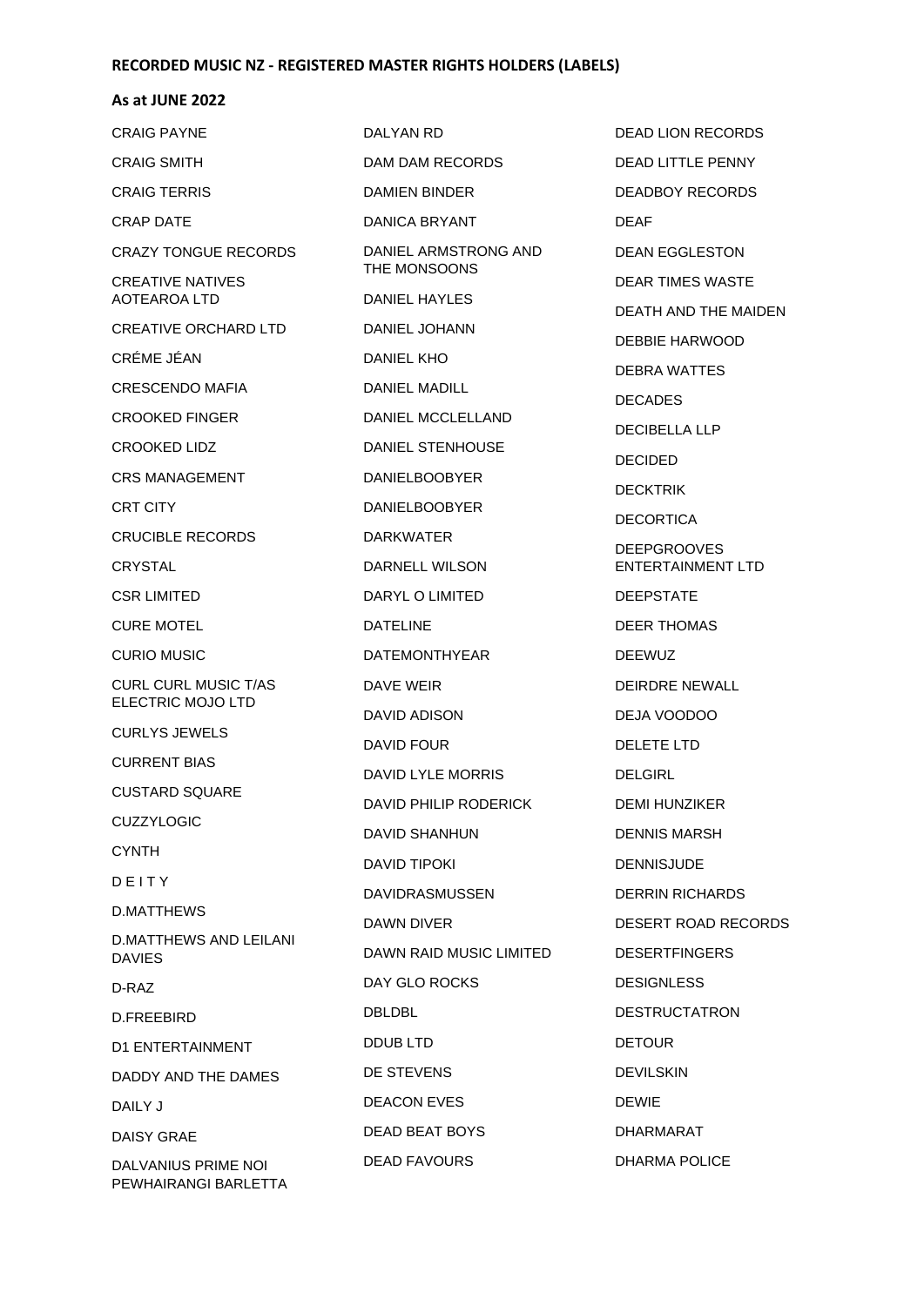**RECORDED MUSIC NZ - REGISTERED MASTER RIGHTS HOLDERS (LABELS)**

**As at JUNE 2022**

CRAIG PAYNE

CRAIG SMITH

CRAIG TERRIS

CRAP DATE

CRAZY TONGUE RECORDS

CREATIVE NATIVES AOTEAROA LTD

CREATIVE ORCHARD LTD

CRÉME JÉAN

CRESCENDO MAFIA

CROOKED FINGER

CROOKED LIDZ

CRS MANAGEMENT

CRT CITY

CRUCIBLE RECORDS

CRYSTAL

CSR LIMITED

CURE MOTEL

CURIO MUSIC

CURL CURL MUSIC T/AS ELECTRIC MOJO LTD

CURLYS JEWELS

CURRENT BIAS

CUSTARD SQUARE

CUZZYLOGIC

CYNTH

D E I T Y

D.MATTHEWS

D.MATTHEWS AND LEILANI DAVIES

D-RAZ

D.FREEBIRD

D1 ENTERTAINMENT

DADDY AND THE DAMES

DAILY J

DAISY GRAE

DALVANIUS PRIME NOI PEWHAIRANGI BARLETTA

DALYAN RD

DAM DAM RECORDS

DAMIEN BINDER

DANICA BRYANT

DANIEL ARMSTRONG AND THE MONSOONS

DANIEL HAYLES

DANIEL JOHANN

DANIEL KHO

DANIEL MADILL

DANIEL MCCLELLAND

DANIEL STENHOUSE

DANIELBOOBYER

DANIELBOOBYER

DARKWATER

DARNELL WILSON

DARYL O LIMITED

DATELINE

DATEMONTHYEAR

DAVE WEIR

DAVID ADISON

DAVID FOUR

DAVID LYLE MORRIS

DAVID PHILIP RODERICK

DAVID SHANHUN

DAVID TIPOKI

DAVIDRASMUSSEN

DAWN DIVER

DAWN RAID MUSIC LIMITED

DAY GLO ROCKS

DBLDBL

DDUB LTD

DE STEVENS

DEACON EVES

DEAD BEAT BOYS

DEAD FAVOURS

DEAD LION RECORDS

DEAD LITTLE PENNY

DEADBOY RECORDS

DEAF

DEAN EGGLESTON

DEAR TIMES WASTE

DEATH AND THE MAIDEN

DEBBIE HARWOOD

DEBRA WATTES

DECADES

DECIBELLA LLP

DECIDED

DECKTRIK

DECORTICA

DEEPGROOVES ENTERTAINMENT LTD

DEEPSTATE

DEER THOMAS

DEEWUZ

DEIRDRE NEWALL

DEJA VOODOO

DELETE LTD

DELGIRL

DEMI HUNZIKER

DENNIS MARSH

DENNISJUDE

DERRIN RICHARDS

DESERT ROAD RECORDS

DESERTFINGERS

DESIGNLESS

DESTRUCTATRON

DETOUR

DEVILSKIN

DEWIE

DHARMARAT

DHARMA POLICE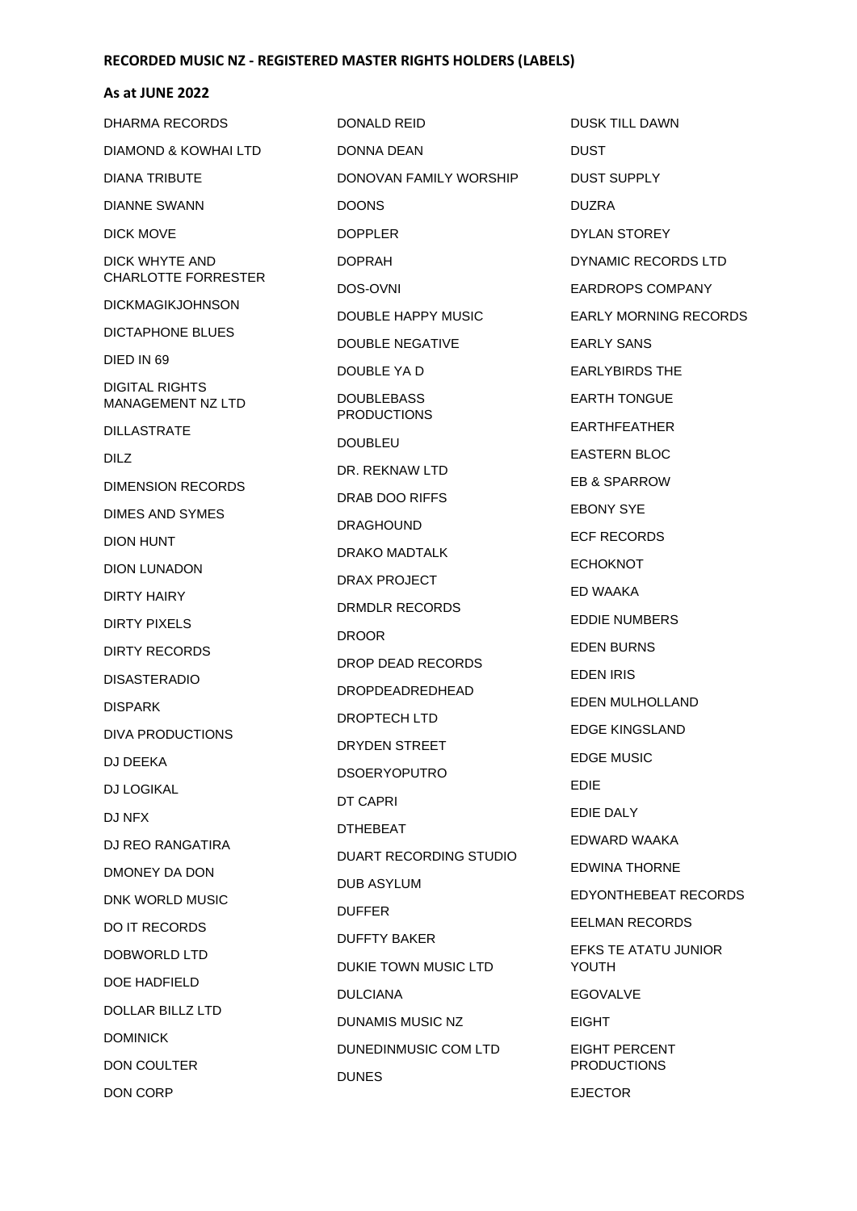**RECORDED MUSIC NZ - REGISTERED MASTER RIGHTS HOLDERS (LABELS)**

**As at JUNE 2022**

DHARMA RECORDS

DIAMOND & KOWHAI LTD

DIANA TRIBUTE

DIANNE SWANN

DICK MOVE

DICK WHYTE AND CHARLOTTE FORRESTER

DICKMAGIKJOHNSON

DICTAPHONE BLUES

DIED IN 69

DIGITAL RIGHTS MANAGEMENT NZ LTD

DILLASTRATE

DILZ

DIMENSION RECORDS

DIMES AND SYMES

DION HUNT

DION LUNADON

DIRTY HAIRY

DIRTY PIXELS

DIRTY RECORDS

DISASTERADIO

DISPARK

DIVA PRODUCTIONS

DJ DEEKA

DJ LOGIKAL

DJ NFX

DJ REO RANGATIRA

DMONEY DA DON

DNK WORLD MUSIC

DO IT RECORDS

DOBWORLD LTD

DOE HADFIELD

DOLLAR BILLZ LTD

DOMINICK

DON COULTER

DON CORP

DONALD REID

DONNA DEAN

DONOVAN FAMILY WORSHIP

DOONS

DOPPLER

DOPRAH

DOS-OVNI

DOUBLE HAPPY MUSIC

DOUBLE NEGATIVE

DOUBLE YA D

DOUBLEBASS PRODUCTIONS

DOUBLEU

DR. REKNAW LTD

DRAB DOO RIFFS

DRAGHOUND

DRAKO MADTALK

DRAX PROJECT

DRMDLR RECORDS

DROOR

DROP DEAD RECORDS

DROPDEADREDHEAD

DROPTECH LTD

DRYDEN STREET

DSOERYOPUTRO

DT CAPRI

DTHEBEAT

DUART RECORDING STUDIO

DUB ASYLUM

DUFFER

DUFFTY BAKER

DUKIE TOWN MUSIC LTD

DULCIANA

DUNAMIS MUSIC NZ

DUNEDINMUSIC COM LTD

DUNES

DUSK TILL DAWN

DUST

DUST SUPPLY

DUZRA

DYLAN STOREY

DYNAMIC RECORDS LTD

EARDROPS COMPANY

EARLY MORNING RECORDS

EARLY SANS

EARLYBIRDS THE

EARTH TONGUE

EARTHFEATHER

EASTERN BLOC

EB & SPARROW

EBONY SYE

ECF RECORDS

ECHOKNOT

ED WAAKA

EDDIE NUMBERS

EDEN BURNS

EDEN IRIS

EDEN MULHOLLAND

EDGE KINGSLAND

EDGE MUSIC

EDIE

EDIE DALY

EDWARD WAAKA

EDWINA THORNE

EDYONTHEBEAT RECORDS

EELMAN RECORDS

EFKS TE ATATU JUNIOR YOUTH

EGOVALVE

EIGHT

EIGHT PERCENT PRODUCTIONS

EJECTOR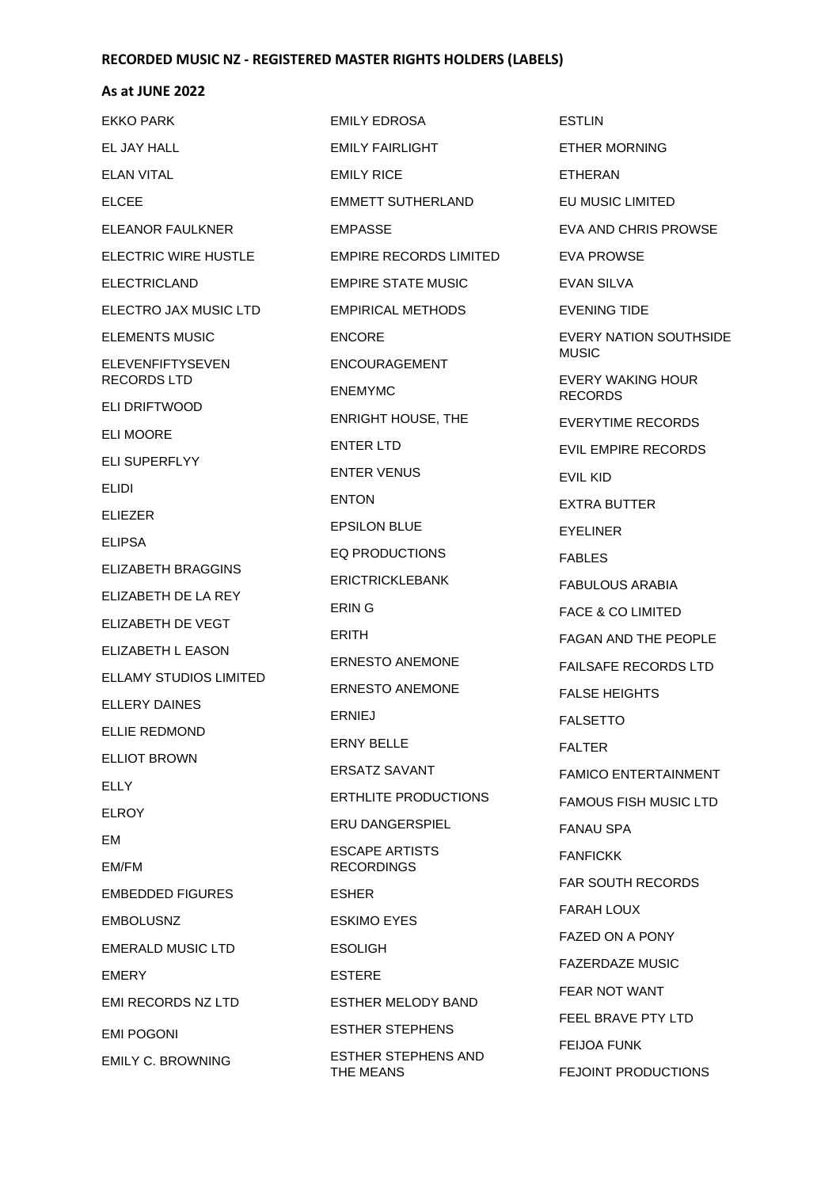**RECORDED MUSIC NZ - REGISTERED MASTER RIGHTS HOLDERS (LABELS)**

**As at JUNE 2022**

EKKO PARK

EL JAY HALL

ELAN VITAL

ELCEE

ELEANOR FAULKNER

ELECTRIC WIRE HUSTLE

ELECTRICLAND

ELECTRO JAX MUSIC LTD

ELEMENTS MUSIC

ELEVENFIFTYSEVEN RECORDS LTD

ELI DRIFTWOOD

ELI MOORE

ELI SUPERFLYY

ELIDI

ELIEZER

ELIPSA

ELIZABETH BRAGGINS

ELIZABETH DE LA REY

ELIZABETH DE VEGT

ELIZABETH L EASON

ELLAMY STUDIOS LIMITED

ELLERY DAINES

ELLIE REDMOND

ELLIOT BROWN

ELLY

ELROY

EM

EM/FM

EMBEDDED FIGURES

EMBOLUSNZ

EMERALD MUSIC LTD

EMERY

EMI RECORDS NZ LTD

EMI POGONI

EMILY C. BROWNING

EMILY EDROSA

EMILY FAIRLIGHT

EMILY RICE

EMMETT SUTHERLAND

EMPASSE

EMPIRE RECORDS LIMITED

EMPIRE STATE MUSIC

EMPIRICAL METHODS

ENCORE

ENCOURAGEMENT

ENEMYMC

ENRIGHT HOUSE, THE

ENTER LTD

ENTER VENUS

ENTON

EPSILON BLUE

EQ PRODUCTIONS

ERICTRICKLEBANK

ERIN G

ERITH

ERNESTO ANEMONE

ERNESTO ANEMONE

ERNIEJ

ERNY BELLE

ERSATZ SAVANT

ERTHLITE PRODUCTIONS

ERU DANGERSPIEL

ESCAPE ARTISTS RECORDINGS

ESHER

ESKIMO EYES

ESOLIGH

ESTERE

ESTHER MELODY BAND

ESTHER STEPHENS

ESTHER STEPHENS AND THE MEANS

ESTLIN

ETHER MORNING

ETHERAN

EU MUSIC LIMITED

EVA AND CHRIS PROWSE

EVA PROWSE

EVAN SILVA

EVENING TIDE

EVERY NATION SOUTHSIDE MUSIC

EVERY WAKING HOUR RECORDS

EVERYTIME RECORDS

EVIL EMPIRE RECORDS

EVIL KID

EXTRA BUTTER

EYELINER

FABLES

FABULOUS ARABIA

FACE & CO LIMITED

FAGAN AND THE PEOPLE

FAILSAFE RECORDS LTD

FALSE HEIGHTS

FALSETTO

FALTER

FAMICO ENTERTAINMENT

FAMOUS FISH MUSIC LTD

FANAU SPA

FANFICKK

FAR SOUTH RECORDS

FARAH LOUX

FAZED ON A PONY

FAZERDAZE MUSIC

FEAR NOT WANT

FEEL BRAVE PTY LTD

FEIJOA FUNK

FEJOINT PRODUCTIONS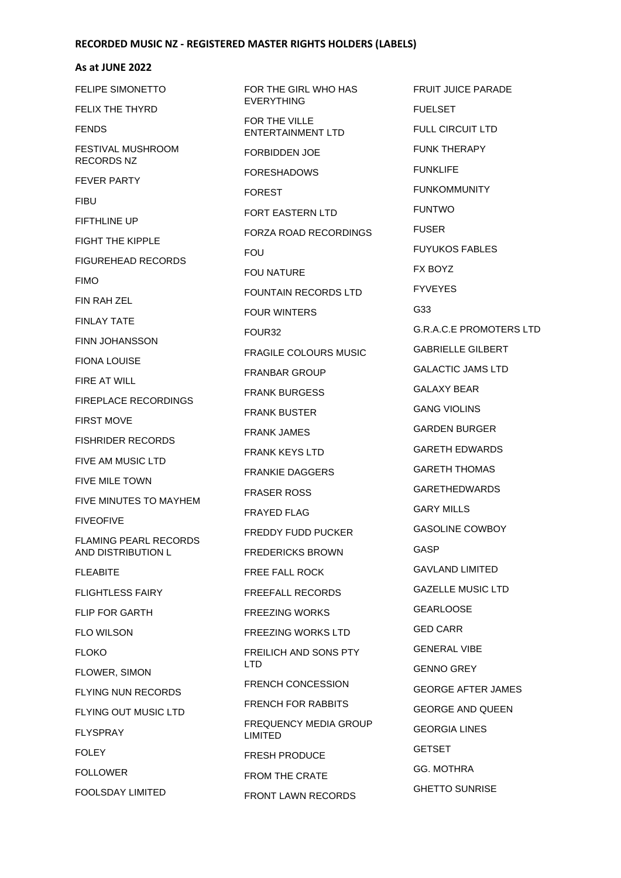**RECORDED MUSIC NZ - REGISTERED MASTER RIGHTS HOLDERS (LABELS)**

**As at JUNE 2022**

FELIPE SIMONETTO

FELIX THE THYRD

FENDS

FESTIVAL MUSHROOM RECORDS NZ

FEVER PARTY

FIBU

FIFTHLINE UP

FIGHT THE KIPPLE

FIGUREHEAD RECORDS

FIMO

FIN RAH ZEL

FINLAY TATE

FINN JOHANSSON

FIONA LOUISE

FIRE AT WILL

FIREPLACE RECORDINGS

FIRST MOVE

FISHRIDER RECORDS

FIVE AM MUSIC LTD

FIVE MILE TOWN

FIVE MINUTES TO MAYHEM

FIVEOFIVE

FLAMING PEARL RECORDS AND DISTRIBUTION L

FLEABITE

FLIGHTLESS FAIRY

FLIP FOR GARTH

FLO WILSON

FLOKO

FLOWER, SIMON

FLYING NUN RECORDS

FLYING OUT MUSIC LTD

FLYSPRAY

FOLEY

FOLLOWER

FOOLSDAY LIMITED

FOR THE GIRL WHO HAS EVERYTHING

FOR THE VILLE ENTERTAINMENT LTD

FORBIDDEN JOE

FORESHADOWS

FOREST

FORT EASTERN LTD

FORZA ROAD RECORDINGS

FOU

FOU NATURE

FOUNTAIN RECORDS LTD

FOUR WINTERS

FOUR32

FRAGILE COLOURS MUSIC

FRANBAR GROUP

FRANK BURGESS

FRANK BUSTER

FRANK JAMES

FRANK KEYS LTD

FRANKIE DAGGERS

FRASER ROSS

FRAYED FLAG

FREDDY FUDD PUCKER

FREDERICKS BROWN

FREE FALL ROCK

FREEFALL RECORDS

FREEZING WORKS

FREEZING WORKS LTD

FREILICH AND SONS PTY LTD

FRENCH CONCESSION

FRENCH FOR RABBITS

FREQUENCY MEDIA GROUP LIMITED

FRESH PRODUCE

FROM THE CRATE

FRONT LAWN RECORDS

FRUIT JUICE PARADE

FUELSET

FULL CIRCUIT LTD

FUNK THERAPY

FUNKLIFE

FUNKOMMUNITY

FUNTWO

FUSER

FUYUKOS FABLES

FX BOYZ

FYVEYES

G33

G.R.A.C.E PROMOTERS LTD

GABRIELLE GILBERT

GALACTIC JAMS LTD

GALAXY BEAR

GANG VIOLINS

GARDEN BURGER

GARETH EDWARDS

GARETH THOMAS

GARETHEDWARDS

GARY MILLS

GASOLINE COWBOY

GASP

GAVLAND LIMITED

GAZELLE MUSIC LTD

GEARLOOSE

GED CARR

GENERAL VIBE

GENNO GREY

GEORGE AFTER JAMES

GEORGE AND QUEEN

GEORGIA LINES

GETSET

GG. MOTHRA

GHETTO SUNRISE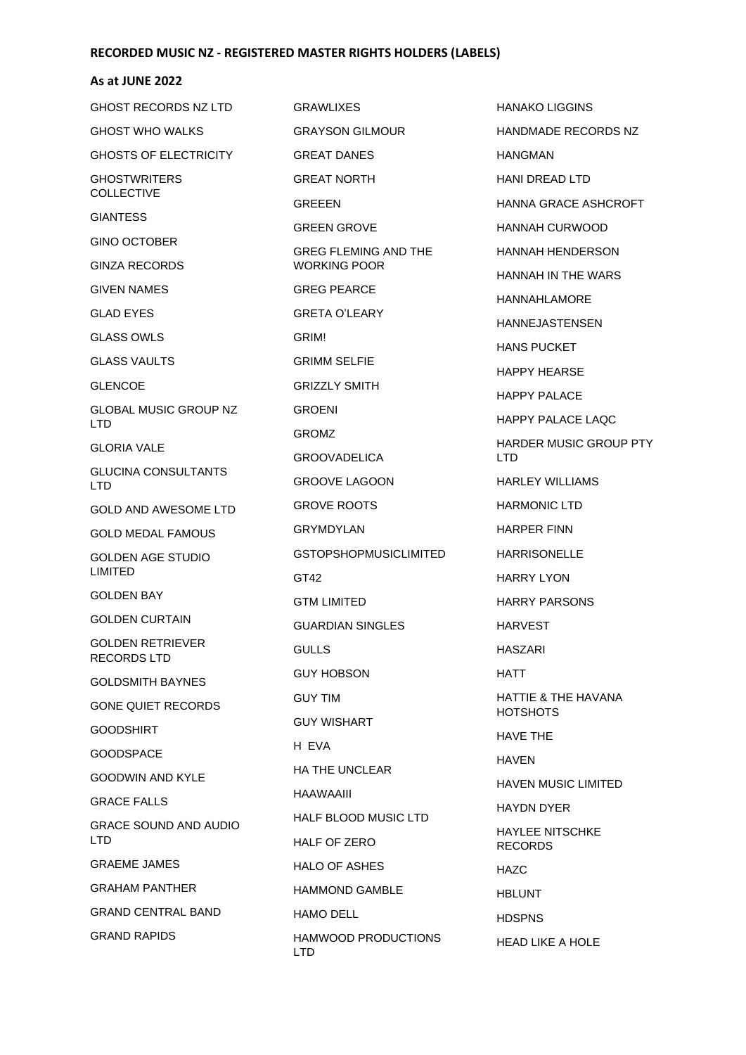**RECORDED MUSIC NZ - REGISTERED MASTER RIGHTS HOLDERS (LABELS)**

**As at JUNE 2022**

GHOST RECORDS NZ LTD

GHOST WHO WALKS

GHOSTS OF ELECTRICITY

GHOSTWRITERS COLLECTIVE

GIANTESS

GINO OCTOBER

GINZA RECORDS

GIVEN NAMES

GLAD EYES

GLASS OWLS

GLASS VAULTS

GLENCOE

GLOBAL MUSIC GROUP NZ LTD

GLORIA VALE

GLUCINA CONSULTANTS LTD

GOLD AND AWESOME LTD

GOLD MEDAL FAMOUS

GOLDEN AGE STUDIO LIMITED

GOLDEN BAY

GOLDEN CURTAIN

GOLDEN RETRIEVER RECORDS LTD

GOLDSMITH BAYNES

GONE QUIET RECORDS

GOODSHIRT

GOODSPACE

GOODWIN AND KYLE

GRACE FALLS

GRACE SOUND AND AUDIO LTD

GRAEME JAMES

GRAHAM PANTHER

GRAND CENTRAL BAND

GRAND RAPIDS

GRAWLIXES

GRAYSON GILMOUR

GREAT DANES

GREAT NORTH

GREEEN

GREEN GROVE

GREG FLEMING AND THE WORKING POOR

GREG PEARCE

GRETA O'LEARY

GRIM!

GRIMM SELFIE

GRIZZLY SMITH

GROENI

GROMZ

GROOVADELICA

GROOVE LAGOON

GROVE ROOTS

GRYMDYLAN

GSTOPSHOPMUSICLIMITED

GT42

GTM LIMITED

GUARDIAN SINGLES

GULLS

GUY HOBSON

GUY TIM

GUY WISHART

H EVA

HA THE UNCLEAR

HAAWAAIII

HALF BLOOD MUSIC LTD

HALF OF ZERO

HALO OF ASHES

HAMMOND GAMBLE

HAMO DELL

HAMWOOD PRODUCTIONS LTD

HANAKO LIGGINS

HANDMADE RECORDS NZ

HANGMAN

HANI DREAD LTD

HANNA GRACE ASHCROFT

HANNAH CURWOOD

HANNAH HENDERSON

HANNAH IN THE WARS

HANNAHLAMORE

HANNEJASTENSEN

HANS PUCKET

HAPPY HEARSE

HAPPY PALACE

HAPPY PALACE LAQC

HARDER MUSIC GROUP PTY LTD

HARLEY WILLIAMS

HARMONIC LTD

HARPER FINN

HARRISONELLE

HARRY LYON

HARRY PARSONS

HARVEST

HASZARI

HATT

HATTIE & THE HAVANA HOTSHOTS

HAVE THE

HAVEN

HAVEN MUSIC LIMITED

HAYDN DYER

HAYLEE NITSCHKE RECORDS

HAZC

HBLUNT

HDSPNS

HEAD LIKE A HOLE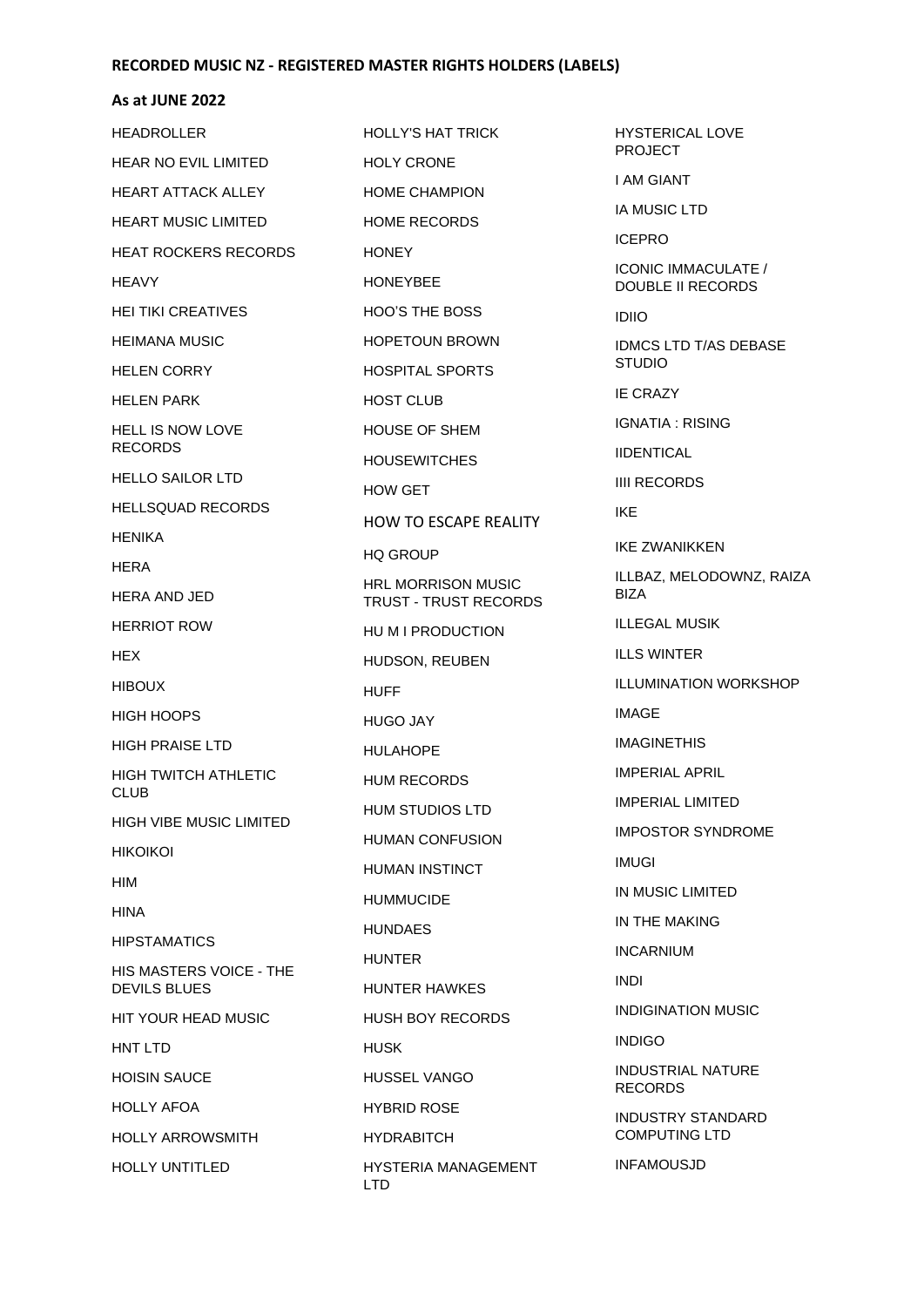**RECORDED MUSIC NZ - REGISTERED MASTER RIGHTS HOLDERS (LABELS)**

**As at JUNE 2022**

HEADROLLER

HEAR NO EVIL LIMITED

HEART ATTACK ALLEY

HEART MUSIC LIMITED

HEAT ROCKERS RECORDS

HEAVY

HEI TIKI CREATIVES

HEIMANA MUSIC

HELEN CORRY

HELEN PARK

HELL IS NOW LOVE RECORDS

HELLO SAILOR LTD

HELLSQUAD RECORDS

HENIKA

HERA

HERA AND JED

HERRIOT ROW

HEX

HIBOUX

HIGH HOOPS

HIGH PRAISE LTD

HIGH TWITCH ATHLETIC CLUB

HIGH VIBE MUSIC LIMITED

HIKOIKOI

HIM

HINA

HIPSTAMATICS

HIS MASTERS VOICE - THE DEVILS BLUES

HIT YOUR HEAD MUSIC

HNT LTD

HOISIN SAUCE

HOLLY AFOA

HOLLY ARROWSMITH

HOLLY UNTITLED

HOLLY'S HAT TRICK

HOLY CRONE

HOME CHAMPION

HOME RECORDS

HONEY

HONEYBEE

HOO'S THE BOSS

HOPETOUN BROWN

HOSPITAL SPORTS

HOST CLUB

HOUSE OF SHEM

HOUSEWITCHES

HOW GET

HOW TO ESCAPE REALITY

HQ GROUP

HRL MORRISON MUSIC TRUST - TRUST RECORDS

HU M I PRODUCTION

HUDSON, REUBEN

HUFF

HUGO JAY

HULAHOPE

HUM RECORDS

HUM STUDIOS LTD

HUMAN CONFUSION

HUMAN INSTINCT

HUMMUCIDE

HUNDAES

HUNTER

HUNTER HAWKES

HUSH BOY RECORDS

HUSK

HUSSEL VANGO

HYBRID ROSE

HYDRABITCH

HYSTERIA MANAGEMENT LTD

HYSTERICAL LOVE PROJECT

I AM GIANT

IA MUSIC LTD

ICEPRO

ICONIC IMMACULATE / DOUBLE II RECORDS

IDIIO

IDMCS LTD T/AS DEBASE STUDIO

IE CRAZY

IGNATIA : RISING

IIDENTICAL

IIII RECORDS

IKE

IKE ZWANIKKEN

ILLBAZ, MELODOWNZ, RAIZA BIZA

ILLEGAL MUSIK

ILLS WINTER

ILLUMINATION WORKSHOP

IMAGE

IMAGINETHIS

IMPERIAL APRIL

IMPERIAL LIMITED

IMPOSTOR SYNDROME

IMUGI

IN MUSIC LIMITED

IN THE MAKING

INCARNIUM

INDI

INDIGINATION MUSIC

INDIGO

INDUSTRIAL NATURE RECORDS

INDUSTRY STANDARD COMPUTING LTD

INFAMOUSJD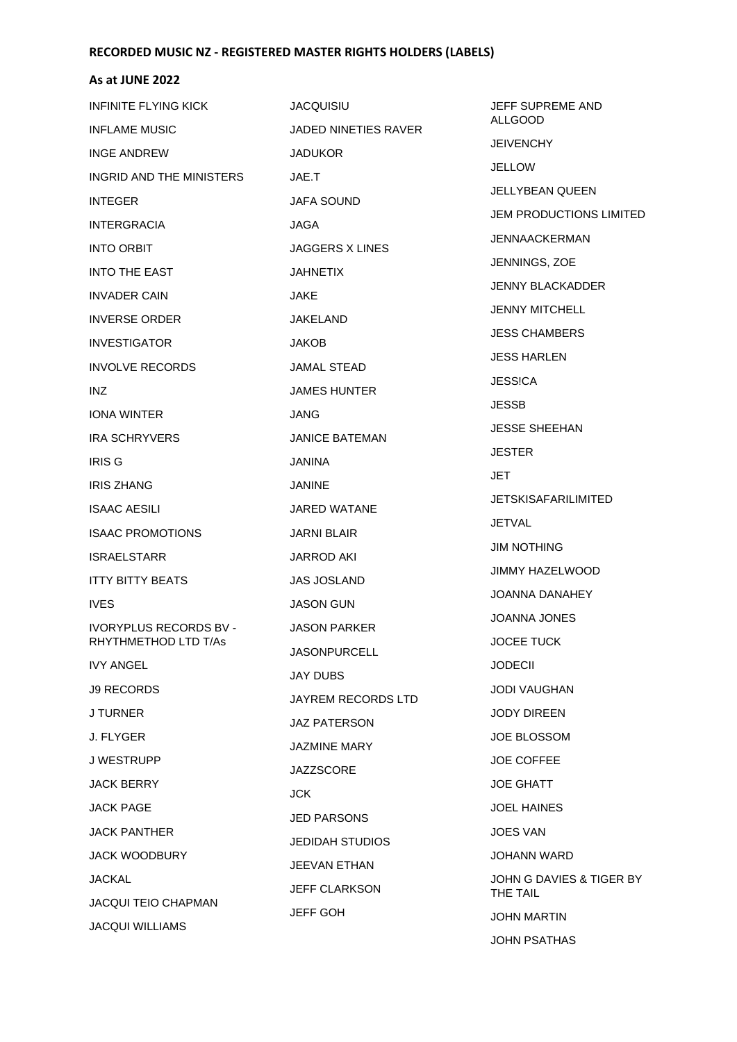**RECORDED MUSIC NZ - REGISTERED MASTER RIGHTS HOLDERS (LABELS)**

**As at JUNE 2022**

INFINITE FLYING KICK

INFLAME MUSIC

INGE ANDREW

INGRID AND THE MINISTERS

INTEGER

INTERGRACIA

INTO ORBIT

INTO THE EAST

INVADER CAIN

INVERSE ORDER

INVESTIGATOR

INVOLVE RECORDS

INZ

IONA WINTER

IRA SCHRYVERS

IRIS G

IRIS ZHANG

ISAAC AESILI

ISAAC PROMOTIONS

ISRAELSTARR

ITTY BITTY BEATS

IVES

IVORYPLUS RECORDS BV - RHYTHMETHOD LTD T/As

IVY ANGEL

J9 RECORDS

J TURNER

J. FLYGER

J WESTRUPP

JACK BERRY

JACK PAGE

JACK PANTHER

JACK WOODBURY

JACKAL

JACQUI TEIO CHAPMAN

JACQUI WILLIAMS

JACQUISIU

JADED NINETIES RAVER

JADUKOR

JAE.T

JAFA SOUND

JAGA

JAGGERS X LINES

JAHNETIX

JAKE

JAKELAND

JAKOB

JAMAL STEAD

JAMES HUNTER

JANG

JANICE BATEMAN

JANINA

JANINE

JARED WATANE

JARNI BLAIR

JARROD AKI

JAS JOSLAND

JASON GUN

JASON PARKER

JASONPURCELL

JAY DUBS

JAYREM RECORDS LTD

JAZ PATERSON

JAZMINE MARY

JAZZSCORE

JCK

JED PARSONS

JEDIDAH STUDIOS

JEEVAN ETHAN

JEFF CLARKSON

JEFF GOH

JEFF SUPREME AND ALLGOOD

JEIVENCHY

JELLOW

JELLYBEAN QUEEN

JEM PRODUCTIONS LIMITED

JENNAACKERMAN

JENNINGS, ZOE

JENNY BLACKADDER

JENNY MITCHELL

JESS CHAMBERS

JESS HARLEN

JESS!CA

JESSB

JESSE SHEEHAN

JESTER

JET

JETSKISAFARILIMITED

JETVAL

JIM NOTHING

JIMMY HAZELWOOD

JOANNA DANAHEY

JOANNA JONES

JOCEE TUCK

JODECII

JODI VAUGHAN

JODY DIREEN

JOE BLOSSOM

JOE COFFEE

JOE GHATT

JOEL HAINES

JOES VAN

JOHANN WARD

JOHN G DAVIES & TIGER BY THE TAIL

JOHN MARTIN

JOHN PSATHAS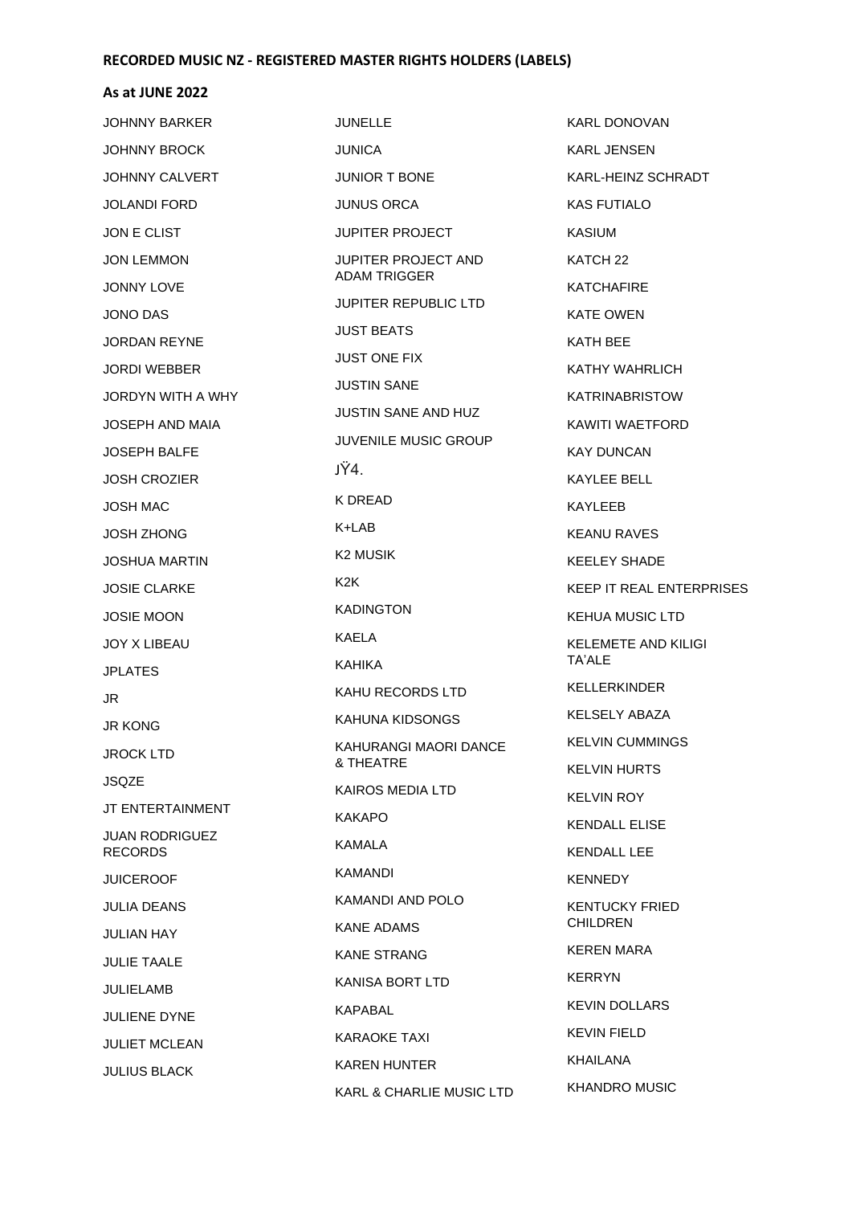**RECORDED MUSIC NZ - REGISTERED MASTER RIGHTS HOLDERS (LABELS)**

**As at JUNE 2022**

JOHNNY BARKER
JOHNNY BROCK
JOHNNY CALVERT
JOLANDI FORD
JON E CLIST
JON LEMMON
JONNY LOVE
JONO DAS
JORDAN REYNE
JORDI WEBBER
JORDYN WITH A WHY
JOSEPH AND MAIA
JOSEPH BALFE
JOSH CROZIER
JOSH MAC
JOSH ZHONG
JOSHUA MARTIN
JOSIE CLARKE
JOSIE MOON
JOY X LIBEAU
JPLATES
JR
JR KONG
JROCK LTD
JSQZE
JT ENTERTAINMENT
JUAN RODRIGUEZ RECORDS
JUICEROOF
JULIA DEANS
JULIAN HAY
JULIE TAALE
JULIELAMB
JULIENE DYNE
JULIET MCLEAN
JULIUS BLACK
JUNELLE
JUNICA
JUNIOR T BONE
JUNUS ORCA
JUPITER PROJECT
JUPITER PROJECT AND ADAM TRIGGER
JUPITER REPUBLIC LTD
JUST BEATS
JUST ONE FIX
JUSTIN SANE
JUSTIN SANE AND HUZ
JUVENILE MUSIC GROUP
JŸ4.
K DREAD
K+LAB
K2 MUSIK
K2K
KADINGTON
KAELA
KAHIKA
KAHU RECORDS LTD
KAHUNA KIDSONGS
KAHURANGI MAORI DANCE & THEATRE
KAIROS MEDIA LTD
KAKAPO
KAMALA
KAMANDI
KAMANDI AND POLO
KANE ADAMS
KANE STRANG
KANISA BORT LTD
KAPABAL
KARAOKE TAXI
KAREN HUNTER
KARL & CHARLIE MUSIC LTD
KARL DONOVAN
KARL JENSEN
KARL-HEINZ SCHRADT
KAS FUTIALO
KASIUM
KATCH 22
KATCHAFIRE
KATE OWEN
KATH BEE
KATHY WAHRLICH
KATRINABRISTOW
KAWITI WAETFORD
KAY DUNCAN
KAYLEE BELL
KAYLEEB
KEANU RAVES
KEELEY SHADE
KEEP IT REAL ENTERPRISES
KEHUA MUSIC LTD
KELEMETE AND KILIGI TA'ALE
KELLERKINDER
KELSELY ABAZA
KELVIN CUMMINGS
KELVIN HURTS
KELVIN ROY
KENDALL ELISE
KENDALL LEE
KENNEDY
KENTUCKY FRIED CHILDREN
KEREN MARA
KERRYN
KEVIN DOLLARS
KEVIN FIELD
KHAILANA
KHANDRO MUSIC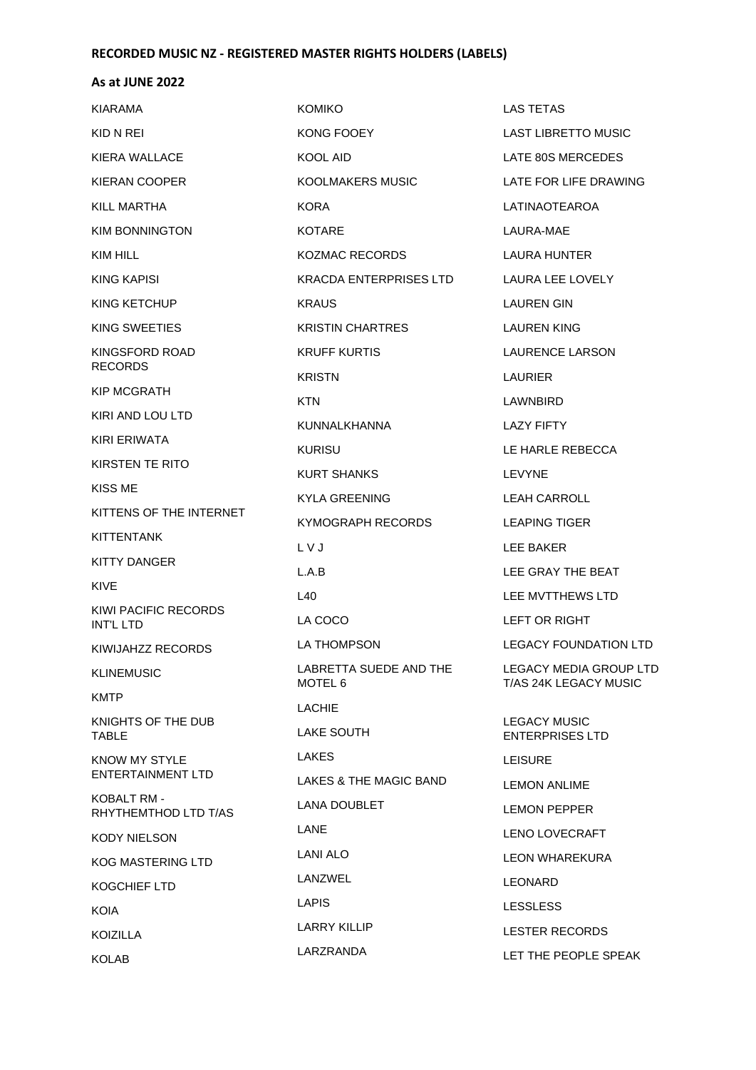**RECORDED MUSIC NZ - REGISTERED MASTER RIGHTS HOLDERS (LABELS)**

**As at JUNE 2022**

KIARAMA

KID N REI

KIERA WALLACE

KIERAN COOPER

KILL MARTHA

KIM BONNINGTON

KIM HILL

KING KAPISI

KING KETCHUP

KING SWEETIES

KINGSFORD ROAD RECORDS

KIP MCGRATH

KIRI AND LOU LTD

KIRI ERIWATA

KIRSTEN TE RITO

KISS ME

KITTENS OF THE INTERNET

KITTENTANK

KITTY DANGER

KIVE

KIWI PACIFIC RECORDS INT'L LTD

KIWIJAHZZ RECORDS

KLINEMUSIC

KMTP

KNIGHTS OF THE DUB TABLE

KNOW MY STYLE ENTERTAINMENT LTD

KOBALT RM - RHYTHEMTHOD LTD T/AS

KODY NIELSON

KOG MASTERING LTD

KOGCHIEF LTD

KOIA

KOIZILLA

KOLAB

KOMIKO

KONG FOOEY

KOOL AID

KOOLMAKERS MUSIC

KORA

KOTARE

KOZMAC RECORDS

KRACDA ENTERPRISES LTD

KRAUS

KRISTIN CHARTRES

KRUFF KURTIS

KRISTN

KTN

KUNNALKHANNA

KURISU

KURT SHANKS

KYLA GREENING

KYMOGRAPH RECORDS

L V J

L.A.B

L40

LA COCO

LA THOMPSON

LABRETTA SUEDE AND THE MOTEL 6

LACHIE

LAKE SOUTH

LAKES

LAKES & THE MAGIC BAND

LANA DOUBLET

LANE

LANI ALO

LANZWEL

LAPIS

LARRY KILLIP

LARZRANDA

LAS TETAS

LAST LIBRETTO MUSIC

LATE 80S MERCEDES

LATE FOR LIFE DRAWING

LATINAOTEAROA

LAURA-MAE

LAURA HUNTER

LAURA LEE LOVELY

LAUREN GIN

LAUREN KING

LAURENCE LARSON

LAURIER

LAWNBIRD

LAZY FIFTY

LE HARLE REBECCA

LEVYNE

LEAH CARROLL

LEAPING TIGER

LEE BAKER

LEE GRAY THE BEAT

LEE MVTTHEWS LTD

LEFT OR RIGHT

LEGACY FOUNDATION LTD

LEGACY MEDIA GROUP LTD T/AS 24K LEGACY MUSIC

LEGACY MUSIC ENTERPRISES LTD

LEISURE

LEMON ANLIME

LEMON PEPPER

LENO LOVECRAFT

LEON WHAREKURA

LEONARD

LESSLESS

LESTER RECORDS

LET THE PEOPLE SPEAK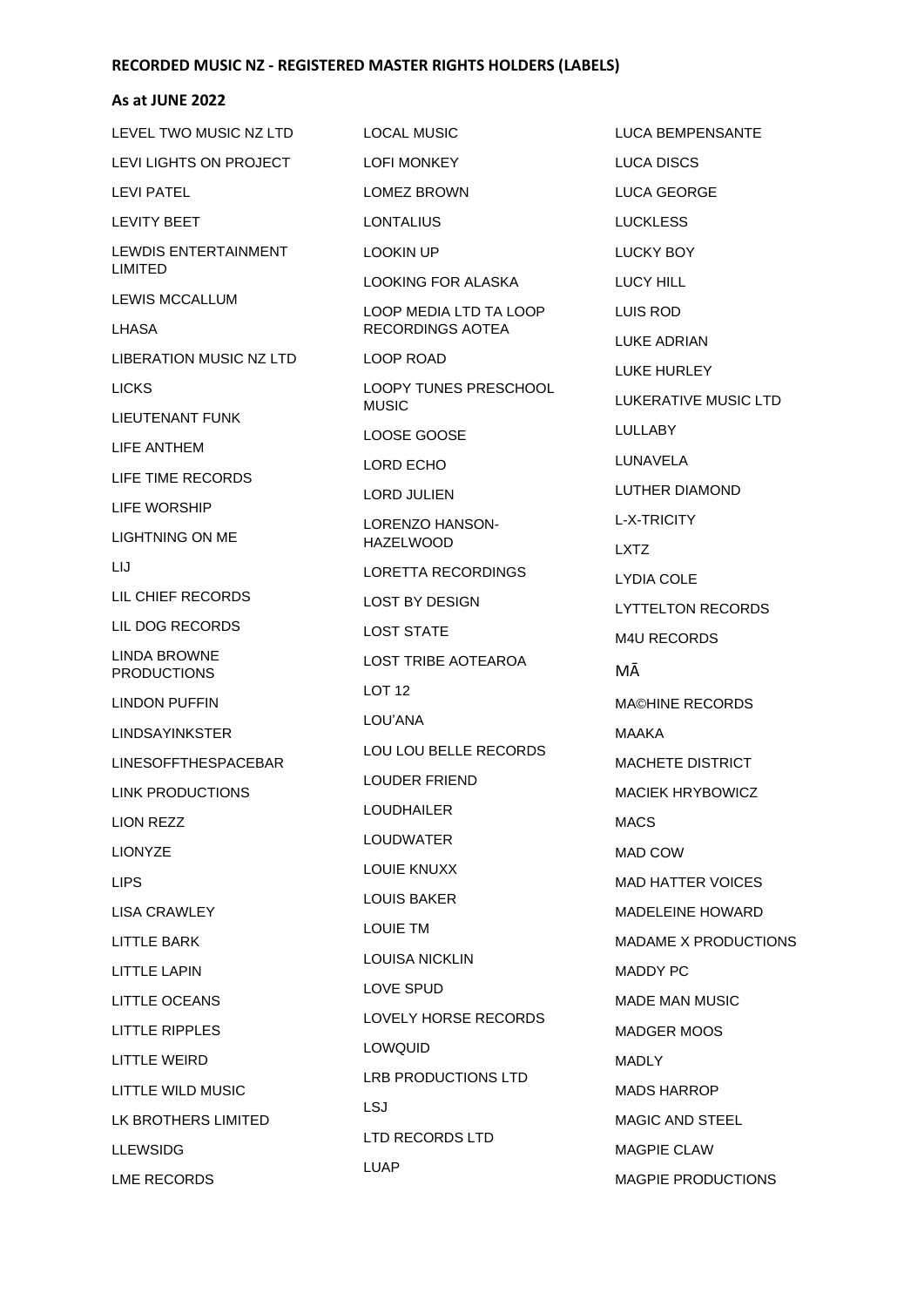**RECORDED MUSIC NZ - REGISTERED MASTER RIGHTS HOLDERS (LABELS)**

**As at JUNE 2022**

LEVEL TWO MUSIC NZ LTD

LEVI LIGHTS ON PROJECT

LEVI PATEL

LEVITY BEET

LEWDIS ENTERTAINMENT LIMITED

LEWIS MCCALLUM

LHASA

LIBERATION MUSIC NZ LTD

LICKS

LIEUTENANT FUNK

LIFE ANTHEM

LIFE TIME RECORDS

LIFE WORSHIP

LIGHTNING ON ME

LIJ

LIL CHIEF RECORDS

LIL DOG RECORDS

LINDA BROWNE PRODUCTIONS

LINDON PUFFIN

LINDSAYINKSTER

LINESOFFTHESPACEBAR

LINK PRODUCTIONS

LION REZZ

LIONYZE

LIPS

LISA CRAWLEY

LITTLE BARK

LITTLE LAPIN

LITTLE OCEANS

LITTLE RIPPLES

LITTLE WEIRD

LITTLE WILD MUSIC

LK BROTHERS LIMITED

LLEWSIDG

LME RECORDS

LOCAL MUSIC

LOFI MONKEY

LOMEZ BROWN

LONTALIUS

LOOKIN UP

LOOKING FOR ALASKA

LOOP MEDIA LTD TA LOOP RECORDINGS AOTEA

LOOP ROAD

LOOPY TUNES PRESCHOOL MUSIC

LOOSE GOOSE

LORD ECHO

LORD JULIEN

LORENZO HANSON-HAZELWOOD

LORETTA RECORDINGS

LOST BY DESIGN

LOST STATE

LOST TRIBE AOTEAROA

LOT 12

LOU'ANA

LOU LOU BELLE RECORDS

LOUDER FRIEND

LOUDHAILER

LOUDWATER

LOUIE KNUXX

LOUIS BAKER

LOUIE TM

LOUISA NICKLIN

LOVE SPUD

LOVELY HORSE RECORDS

LOWQUID

LRB PRODUCTIONS LTD

LSJ

LTD RECORDS LTD

LUAP

LUCA BEMPENSANTE

LUCA DISCS

LUCA GEORGE

LUCKLESS

LUCKY BOY

LUCY HILL

LUIS ROD

LUKE ADRIAN

LUKE HURLEY

LUKERATIVE MUSIC LTD

LULLABY

LUNAVELA

LUTHER DIAMOND

L-X-TRICITY

LXTZ

LYDIA COLE

LYTTELTON RECORDS

M4U RECORDS

MĀ

MA©HINE RECORDS

MAAKA

MACHETE DISTRICT

MACIEK HRYBOWICZ

MACS

MAD COW

MAD HATTER VOICES

MADELEINE HOWARD

MADAME X PRODUCTIONS

MADDY PC

MADE MAN MUSIC

MADGER MOOS

MADLY

MADS HARROP

MAGIC AND STEEL

MAGPIE CLAW

MAGPIE PRODUCTIONS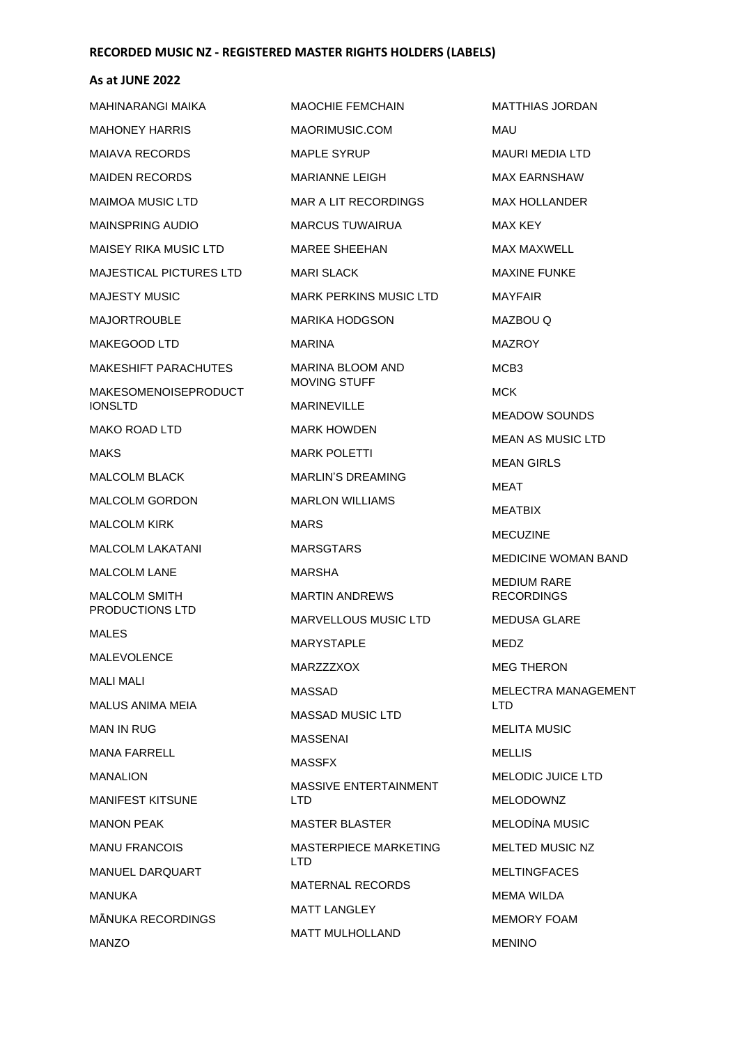**RECORDED MUSIC NZ - REGISTERED MASTER RIGHTS HOLDERS (LABELS)**

**As at JUNE 2022**

MAHINARANGI MAIKA
MAHONEY HARRIS
MAIAVA RECORDS
MAIDEN RECORDS
MAIMOA MUSIC LTD
MAINSPRING AUDIO
MAISEY RIKA MUSIC LTD
MAJESTICAL PICTURES LTD
MAJESTY MUSIC
MAJORTROUBLE
MAKEGOOD LTD
MAKESHIFT PARACHUTES
MAKESOMENOISEPRODUCTIONSLTD
MAKO ROAD LTD
MAKS
MALCOLM BLACK
MALCOLM GORDON
MALCOLM KIRK
MALCOLM LAKATANI
MALCOLM LANE
MALCOLM SMITH PRODUCTIONS LTD
MALES
MALEVOLENCE
MALI MALI
MALUS ANIMA MEIA
MAN IN RUG
MANA FARRELL
MANALION
MANIFEST KITSUNE
MANON PEAK
MANU FRANCOIS
MANUEL DARQUART
MANUKA
MĀNUKA RECORDINGS
MANZO
MAOCHIE FEMCHAIN
MAORIMUSIC.COM
MAPLE SYRUP
MARIANNE LEIGH
MAR A LIT RECORDINGS
MARCUS TUWAIRUA
MAREE SHEEHAN
MARI SLACK
MARK PERKINS MUSIC LTD
MARIKA HODGSON
MARINA
MARINA BLOOM AND MOVING STUFF
MARINEVILLE
MARK HOWDEN
MARK POLETTI
MARLIN'S DREAMING
MARLON WILLIAMS
MARS
MARSGTARS
MARSHA
MARTIN ANDREWS
MARVELLOUS MUSIC LTD
MARYSTAPLE
MARZZZXOX
MASSAD
MASSAD MUSIC LTD
MASSENAI
MASSFX
MASSIVE ENTERTAINMENT LTD
MASTER BLASTER
MASTERPIECE MARKETING LTD
MATERNAL RECORDS
MATT LANGLEY
MATT MULHOLLAND
MATTHIAS JORDAN
MAU
MAURI MEDIA LTD
MAX EARNSHAW
MAX HOLLANDER
MAX KEY
MAX MAXWELL
MAXINE FUNKE
MAYFAIR
MAZBOU Q
MAZROY
MCB3
MCK
MEADOW SOUNDS
MEAN AS MUSIC LTD
MEAN GIRLS
MEAT
MEATBIX
MECUZINE
MEDICINE WOMAN BAND
MEDIUM RARE RECORDINGS
MEDUSA GLARE
MEDZ
MEG THERON
MELECTRA MANAGEMENT LTD
MELITA MUSIC
MELLIS
MELODIC JUICE LTD
MELODOWNZ
MELODÍNA MUSIC
MELTED MUSIC NZ
MELTINGFACES
MEMA WILDA
MEMORY FOAM
MENINO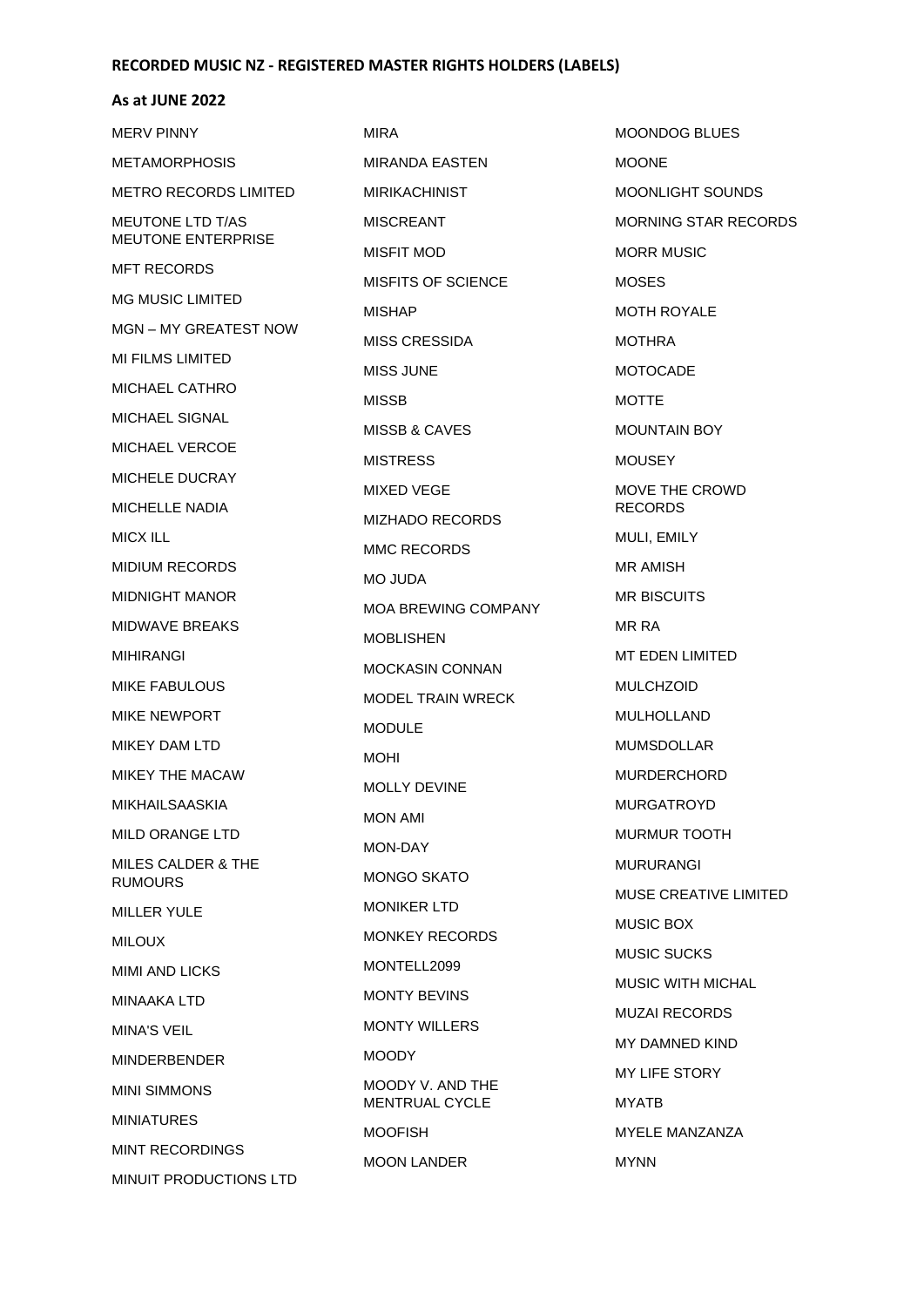**RECORDED MUSIC NZ - REGISTERED MASTER RIGHTS HOLDERS (LABELS)**

**As at JUNE 2022**

MERV PINNY

METAMORPHOSIS

METRO RECORDS LIMITED

MEUTONE LTD T/AS MEUTONE ENTERPRISE

MFT RECORDS

MG MUSIC LIMITED

MGN – MY GREATEST NOW

MI FILMS LIMITED

MICHAEL CATHRO

MICHAEL SIGNAL

MICHAEL VERCOE

MICHELE DUCRAY

MICHELLE NADIA

MICX ILL

MIDIUM RECORDS

MIDNIGHT MANOR

MIDWAVE BREAKS

MIHIRANGI

MIKE FABULOUS

MIKE NEWPORT

MIKEY DAM LTD

MIKEY THE MACAW

MIKHAILSAASKIA

MILD ORANGE LTD

MILES CALDER & THE RUMOURS

MILLER YULE

MILOUX

MIMI AND LICKS

MINAAKA LTD

MINA'S VEIL

MINDERBENDER

MINI SIMMONS

MINIATURES

MINT RECORDINGS

MINUIT PRODUCTIONS LTD

MIRA

MIRANDA EASTEN

MIRIKACHINIST

MISCREANT

MISFIT MOD

MISFITS OF SCIENCE

MISHAP

MISS CRESSIDA

MISS JUNE

MISSB

MISSB & CAVES

MISTRESS

MIXED VEGE

MIZHADO RECORDS

MMC RECORDS

MO JUDA

MOA BREWING COMPANY

MOBLISHEN

MOCKASIN CONNAN

MODEL TRAIN WRECK

MODULE

MOHI

MOLLY DEVINE

MON AMI

MON-DAY

MONGO SKATO

MONIKER LTD

MONKEY RECORDS

MONTELL2099

MONTY BEVINS

MONTY WILLERS

MOODY

MOODY V. AND THE MENTRUAL CYCLE

MOOFISH

MOON LANDER

MOONDOG BLUES

MOONE

MOONLIGHT SOUNDS

MORNING STAR RECORDS

MORR MUSIC

MOSES

MOTH ROYALE

MOTHRA

MOTOCADE

MOTTE

MOUNTAIN BOY

MOUSEY

MOVE THE CROWD RECORDS

MULI, EMILY

MR AMISH

MR BISCUITS

MR RA

MT EDEN LIMITED

MULCHZOID

MULHOLLAND

MUMSDOLLAR

MURDERCHORD

MURGATROYD

MURMUR TOOTH

MURURANGI

MUSE CREATIVE LIMITED

MUSIC BOX

MUSIC SUCKS

MUSIC WITH MICHAL

MUZAI RECORDS

MY DAMNED KIND

MY LIFE STORY

MYATB

MYELE MANZANZA

MYNN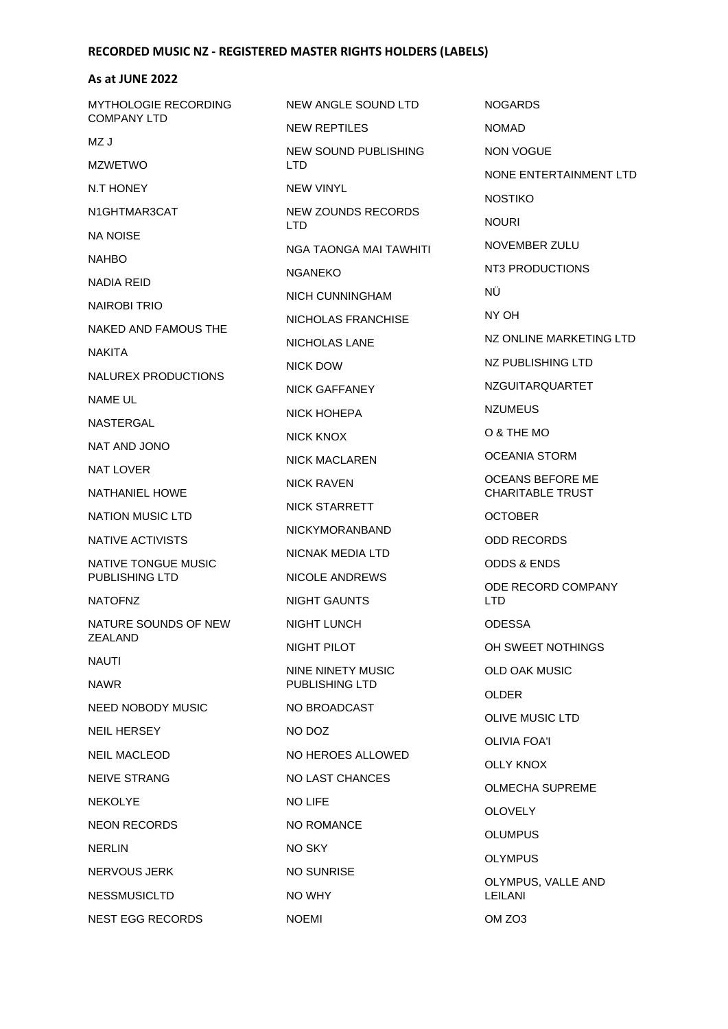**RECORDED MUSIC NZ - REGISTERED MASTER RIGHTS HOLDERS (LABELS)**

**As at JUNE 2022**

MYTHOLOGIE RECORDING COMPANY LTD

MZ J

MZWETWO

N.T HONEY

N1GHTMAR3CAT

NA NOISE

NAHBO

NADIA REID

NAIROBI TRIO

NAKED AND FAMOUS THE

NAKITA

NALUREX PRODUCTIONS

NAME UL

NASTERGAL

NAT AND JONO

NAT LOVER

NATHANIEL HOWE

NATION MUSIC LTD

NATIVE ACTIVISTS

NATIVE TONGUE MUSIC PUBLISHING LTD

NATOFNZ

NATURE SOUNDS OF NEW ZEALAND

NAUTI

NAWR

NEED NOBODY MUSIC

NEIL HERSEY

NEIL MACLEOD

NEIVE STRANG

NEKOLYE

NEON RECORDS

NERLIN

NERVOUS JERK

NESSMUSICLTD

NEST EGG RECORDS

NEW ANGLE SOUND LTD

NEW REPTILES

NEW SOUND PUBLISHING LTD

NEW VINYL

NEW ZOUNDS RECORDS LTD

NGA TAONGA MAI TAWHITI

NGANEKO

NICH CUNNINGHAM

NICHOLAS FRANCHISE

NICHOLAS LANE

NICK DOW

NICK GAFFANEY

NICK HOHEPA

NICK KNOX

NICK MACLAREN

NICK RAVEN

NICK STARRETT

NICKYMORANBAND

NICNAK MEDIA LTD

NICOLE ANDREWS

NIGHT GAUNTS

NIGHT LUNCH

NIGHT PILOT

NINE NINETY MUSIC PUBLISHING LTD

NO BROADCAST

NO DOZ

NO HEROES ALLOWED

NO LAST CHANCES

NO LIFE

NO ROMANCE

NO SKY

NO SUNRISE

NO WHY

NOEMI

NOGARDS

NOMAD

NON VOGUE

NONE ENTERTAINMENT LTD

NOSTIKO

NOURI

NOVEMBER ZULU

NT3 PRODUCTIONS

NÜ

NY OH

NZ ONLINE MARKETING LTD

NZ PUBLISHING LTD

NZGUITARQUARTET

NZUMEUS

O & THE MO

OCEANIA STORM

OCEANS BEFORE ME CHARITABLE TRUST

OCTOBER

ODD RECORDS

ODDS & ENDS

ODE RECORD COMPANY LTD

ODESSA

OH SWEET NOTHINGS

OLD OAK MUSIC

OLDER

OLIVE MUSIC LTD

OLIVIA FOA'I

OLLY KNOX

OLMECHA SUPREME

OLOVELY

OLUMPUS

OLYMPUS

OLYMPUS, VALLE AND LEILANI

OM ZO3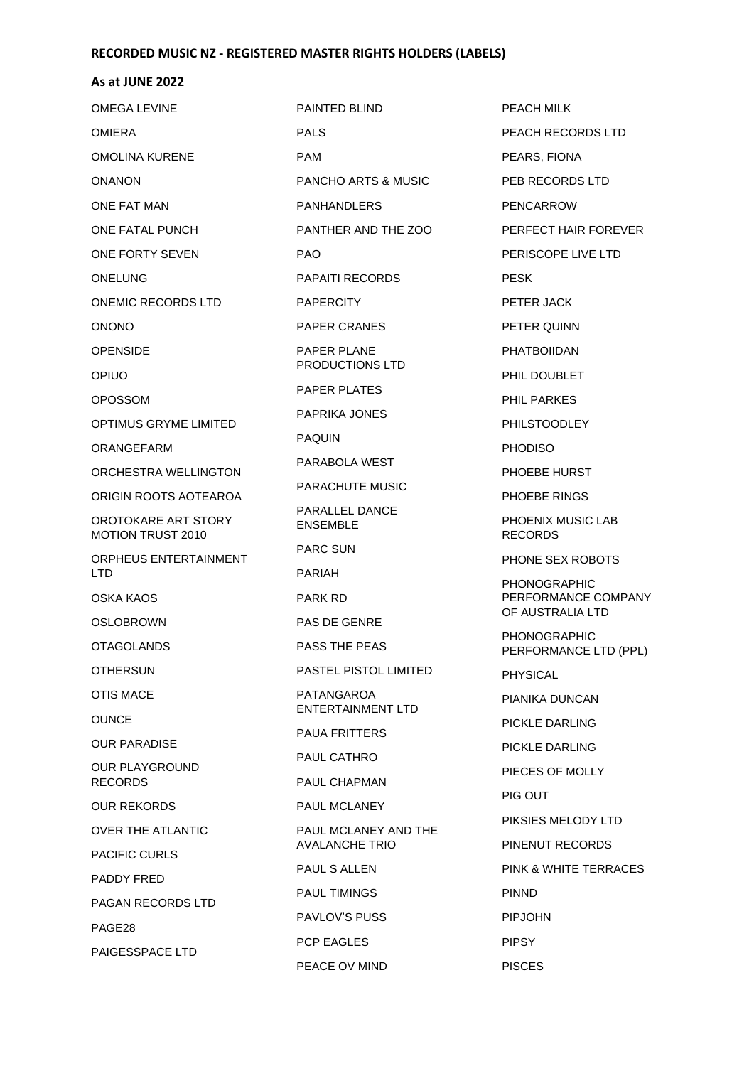**RECORDED MUSIC NZ - REGISTERED MASTER RIGHTS HOLDERS (LABELS)**

**As at JUNE 2022**

OMEGA LEVINE

OMIERA

OMOLINA KURENE

ONANON

ONE FAT MAN

ONE FATAL PUNCH

ONE FORTY SEVEN

ONELUNG

ONEMIC RECORDS LTD

ONONO

OPENSIDE

OPIUO

OPOSSOM

OPTIMUS GRYME LIMITED

ORANGEFARM

ORCHESTRA WELLINGTON

ORIGIN ROOTS AOTEAROA

OROTOKARE ART STORY MOTION TRUST 2010

ORPHEUS ENTERTAINMENT LTD

OSKA KAOS

OSLOBROWN

OTAGOLANDS

OTHERSUN

OTIS MACE

OUNCE

OUR PARADISE

OUR PLAYGROUND RECORDS

OUR REKORDS

OVER THE ATLANTIC

PACIFIC CURLS

PADDY FRED

PAGAN RECORDS LTD

PAGE28

PAIGESSPACE LTD

PAINTED BLIND

PALS

PAM

PANCHO ARTS & MUSIC

PANHANDLERS

PANTHER AND THE ZOO

PAO

PAPAITI RECORDS

PAPERCITY

PAPER CRANES

PAPER PLANE PRODUCTIONS LTD

PAPER PLATES

PAPRIKA JONES

PAQUIN

PARABOLA WEST

PARACHUTE MUSIC

PARALLEL DANCE ENSEMBLE

PARC SUN

PARIAH

PARK RD

PAS DE GENRE

PASS THE PEAS

PASTEL PISTOL LIMITED

PATANGAROA ENTERTAINMENT LTD

PAUA FRITTERS

PAUL CATHRO

PAUL CHAPMAN

PAUL MCLANEY

PAUL MCLANEY AND THE AVALANCHE TRIO

PAUL S ALLEN

PAUL TIMINGS

PAVLOV'S PUSS

PCP EAGLES

PEACE OV MIND

PEACH MILK

PEACH RECORDS LTD

PEARS, FIONA

PEB RECORDS LTD

PENCARROW

PERFECT HAIR FOREVER

PERISCOPE LIVE LTD

PESK

PETER JACK

PETER QUINN

PHATBOIIDAN

PHIL DOUBLET

PHIL PARKES

PHILSTOODLEY

PHODISO

PHOEBE HURST

PHOEBE RINGS

PHOENIX MUSIC LAB RECORDS

PHONE SEX ROBOTS

PHONOGRAPHIC PERFORMANCE COMPANY OF AUSTRALIA LTD

PHONOGRAPHIC PERFORMANCE LTD (PPL)

PHYSICAL

PIANIKA DUNCAN

PICKLE DARLING

PICKLE DARLING

PIECES OF MOLLY

PIG OUT

PIKSIES MELODY LTD

PINENUT RECORDS

PINK & WHITE TERRACES

PINND

PIPJOHN

PIPSY

PISCES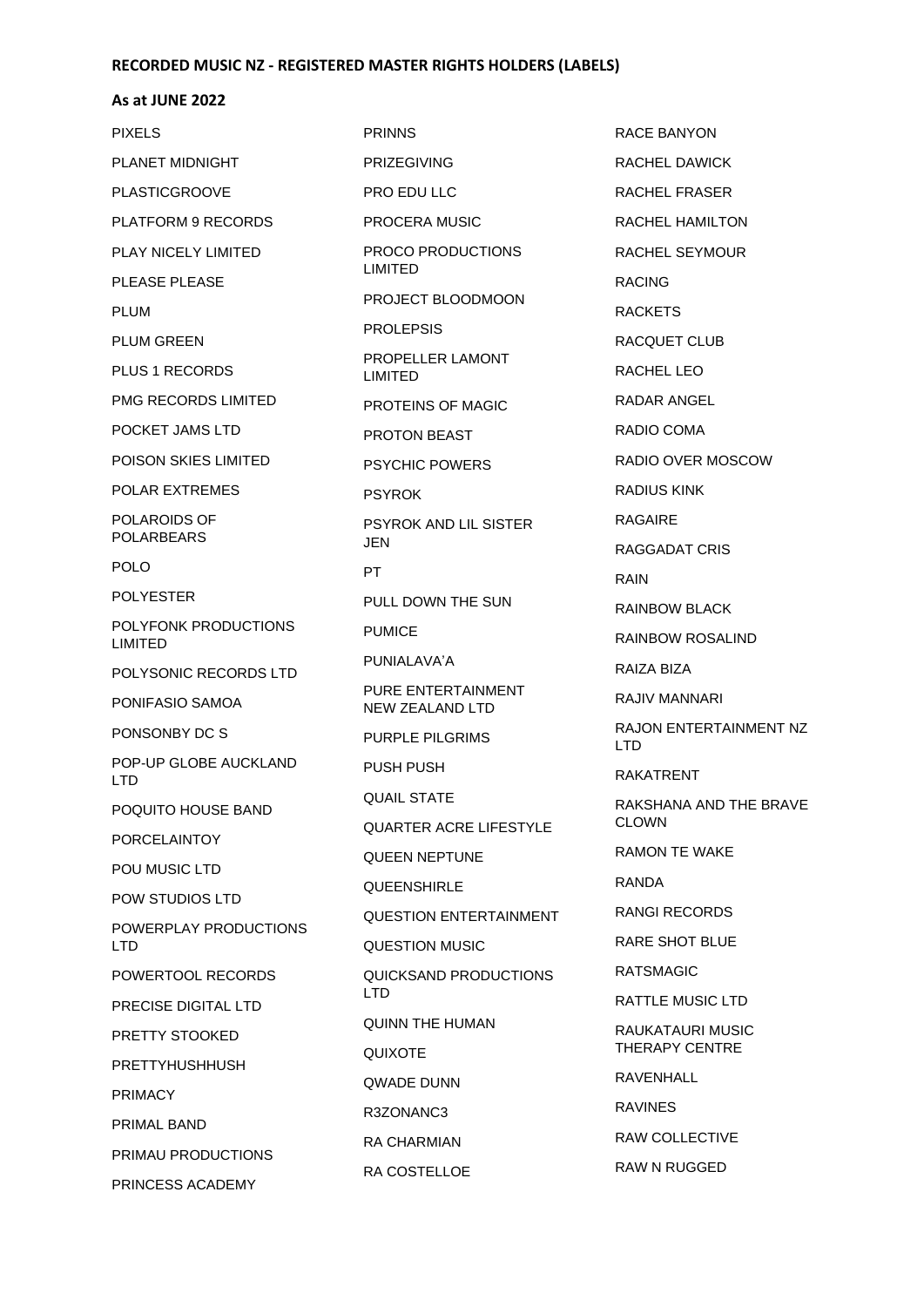**RECORDED MUSIC NZ - REGISTERED MASTER RIGHTS HOLDERS (LABELS)**

**As at JUNE 2022**

PIXELS

PLANET MIDNIGHT

PLASTICGROOVE

PLATFORM 9 RECORDS

PLAY NICELY LIMITED

PLEASE PLEASE

PLUM

PLUM GREEN

PLUS 1 RECORDS

PMG RECORDS LIMITED

POCKET JAMS LTD

POISON SKIES LIMITED

POLAR EXTREMES

POLAROIDS OF POLARBEARS

POLO

POLYESTER

POLYFONK PRODUCTIONS LIMITED

POLYSONIC RECORDS LTD

PONIFASIO SAMOA

PONSONBY DC S

POP-UP GLOBE AUCKLAND LTD

POQUITO HOUSE BAND

PORCELAINTOY

POU MUSIC LTD

POW STUDIOS LTD

POWERPLAY PRODUCTIONS LTD

POWERTOOL RECORDS

PRECISE DIGITAL LTD

PRETTY STOOKED

PRETTYHUSHHUSH

PRIMACY

PRIMAL BAND

PRIMAU PRODUCTIONS

PRINCESS ACADEMY

PRINNS

PRIZEGIVING

PRO EDU LLC

PROCERA MUSIC

PROCO PRODUCTIONS LIMITED

PROJECT BLOODMOON

PROLEPSIS

PROPELLER LAMONT LIMITED

PROTEINS OF MAGIC

PROTON BEAST

PSYCHIC POWERS

PSYROK

PSYROK AND LIL SISTER JEN

PT

PULL DOWN THE SUN

PUMICE

PUNIALAVA'A

PURE ENTERTAINMENT NEW ZEALAND LTD

PURPLE PILGRIMS

PUSH PUSH

QUAIL STATE

QUARTER ACRE LIFESTYLE

QUEEN NEPTUNE

QUEENSHIRLE

QUESTION ENTERTAINMENT

QUESTION MUSIC

QUICKSAND PRODUCTIONS LTD

QUINN THE HUMAN

QUIXOTE

QWADE DUNN

R3ZONANC3

RA CHARMIAN

RA COSTELLOE

RACE BANYON

RACHEL DAWICK

RACHEL FRASER

RACHEL HAMILTON

RACHEL SEYMOUR

RACING

RACKETS

RACQUET CLUB

RACHEL LEO

RADAR ANGEL

RADIO COMA

RADIO OVER MOSCOW

RADIUS KINK

RAGAIRE

RAGGADAT CRIS

RAIN

RAINBOW BLACK

RAINBOW ROSALIND

RAIZA BIZA

RAJIV MANNARI

RAJON ENTERTAINMENT NZ LTD

RAKATRENT

RAKSHANA AND THE BRAVE CLOWN

RAMON TE WAKE

RANDA

RANGI RECORDS

RARE SHOT BLUE

RATSMAGIC

RATTLE MUSIC LTD

RAUKATAURI MUSIC THERAPY CENTRE

RAVENHALL

RAVINES

RAW COLLECTIVE

RAW N RUGGED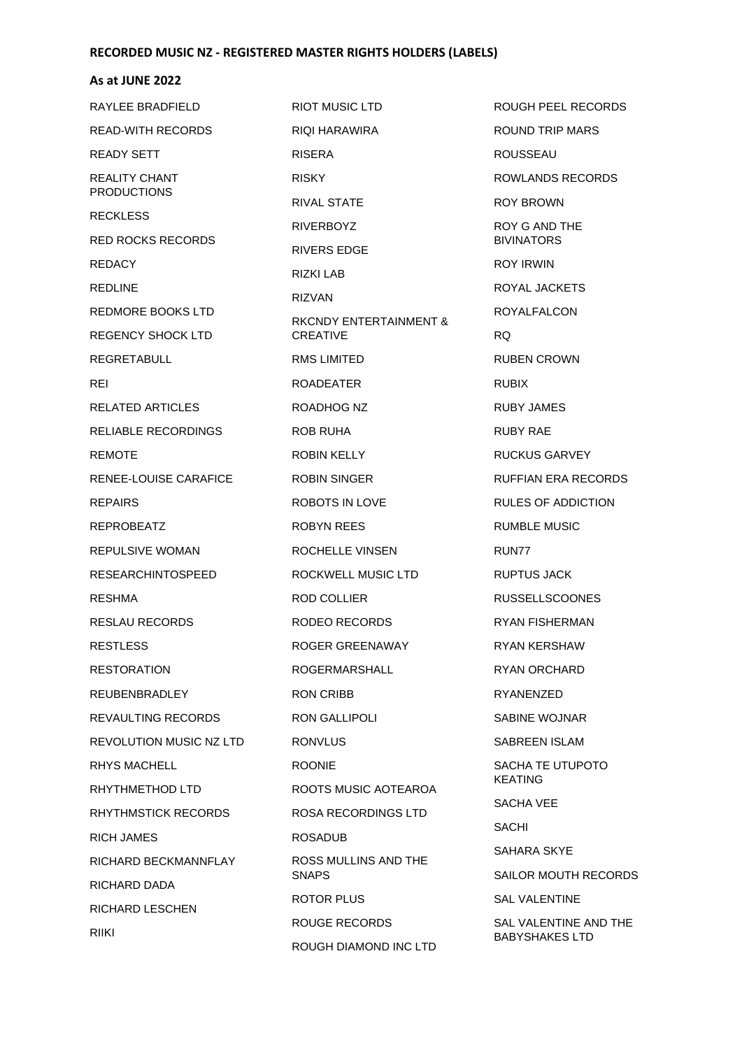**RECORDED MUSIC NZ - REGISTERED MASTER RIGHTS HOLDERS (LABELS)**

**As at JUNE 2022**

RAYLEE BRADFIELD
READ-WITH RECORDS
READY SETT
REALITY CHANT PRODUCTIONS
RECKLESS
RED ROCKS RECORDS
REDACY
REDLINE
REDMORE BOOKS LTD
REGENCY SHOCK LTD
REGRETABULL
REI
RELATED ARTICLES
RELIABLE RECORDINGS
REMOTE
RENEE-LOUISE CARAFICE
REPAIRS
REPROBEATZ
REPULSIVE WOMAN
RESEARCHINTOSPEED
RESHMA
RESLAU RECORDS
RESTLESS
RESTORATION
REUBENBRADLEY
REVAULTING RECORDS
REVOLUTION MUSIC NZ LTD
RHYS MACHELL
RHYTHMETHOD LTD
RHYTHMSTICK RECORDS
RICH JAMES
RICHARD BECKMANNFLAY
RICHARD DADA
RICHARD LESCHEN
RIIKI
RIOT MUSIC LTD
RIQI HARAWIRA
RISERA
RISKY
RIVAL STATE
RIVERBOYZ
RIVERS EDGE
RIZKI LAB
RIZVAN
RKCNDY ENTERTAINMENT & CREATIVE
RMS LIMITED
ROADEATER
ROADHOG NZ
ROB RUHA
ROBIN KELLY
ROBIN SINGER
ROBOTS IN LOVE
ROBYN REES
ROCHELLE VINSEN
ROCKWELL MUSIC LTD
ROD COLLIER
RODEO RECORDS
ROGER GREENAWAY
ROGERMARSHALL
RON CRIBB
RON GALLIPOLI
RONVLUS
ROONIE
ROOTS MUSIC AOTEAROA
ROSA RECORDINGS LTD
ROSADUB
ROSS MULLINS AND THE SNAPS
ROTOR PLUS
ROUGE RECORDS
ROUGH DIAMOND INC LTD
ROUGH PEEL RECORDS
ROUND TRIP MARS
ROUSSEAU
ROWLANDS RECORDS
ROY BROWN
ROY G AND THE BIVINATORS
ROY IRWIN
ROYAL JACKETS
ROYALFALCON
RQ
RUBEN CROWN
RUBIX
RUBY JAMES
RUBY RAE
RUCKUS GARVEY
RUFFIAN ERA RECORDS
RULES OF ADDICTION
RUMBLE MUSIC
RUN77
RUPTUS JACK
RUSSELLSCOONES
RYAN FISHERMAN
RYAN KERSHAW
RYAN ORCHARD
RYANENZED
SABINE WOJNAR
SABREEN ISLAM
SACHA TE UTUPOTO KEATING
SACHA VEE
SACHI
SAHARA SKYE
SAILOR MOUTH RECORDS
SAL VALENTINE
SAL VALENTINE AND THE BABYSHAKES LTD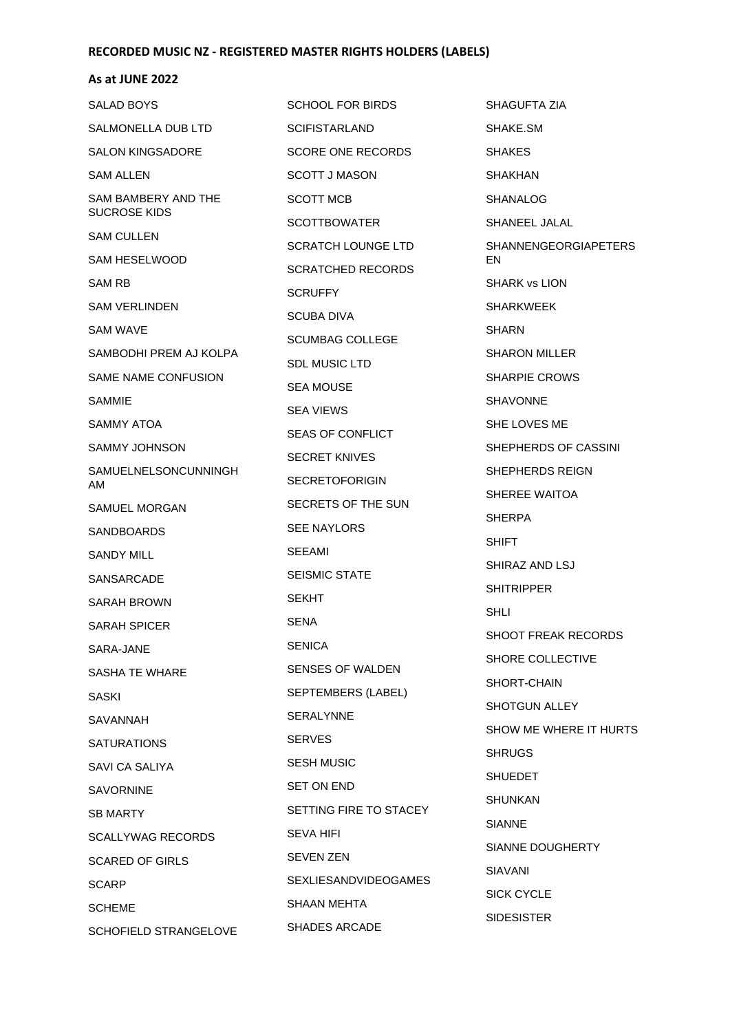**RECORDED MUSIC NZ - REGISTERED MASTER RIGHTS HOLDERS (LABELS)**

**As at JUNE 2022**

SALAD BOYS

SALMONELLA DUB LTD

SALON KINGSADORE

SAM ALLEN

SAM BAMBERY AND THE SUCROSE KIDS

SAM CULLEN

SAM HESELWOOD

SAM RB

SAM VERLINDEN

SAM WAVE

SAMBODHI PREM AJ KOLPA

SAME NAME CONFUSION

SAMMIE

SAMMY ATOA

SAMMY JOHNSON

SAMUELNELSONCUNNINGHAM

SAMUEL MORGAN

SANDBOARDS

SANDY MILL

SANSARCADE

SARAH BROWN

SARAH SPICER

SARA-JANE

SASHA TE WHARE

SASKI

SAVANNAH

SATURATIONS

SAVI CA SALIYA

SAVORNINE

SB MARTY

SCALLYWAG RECORDS

SCARED OF GIRLS

SCARP

SCHEME

SCHOFIELD STRANGELOVE

SCHOOL FOR BIRDS

SCIFISTARLAND

SCORE ONE RECORDS

SCOTT J MASON

SCOTT MCB

SCOTTBOWATER

SCRATCH LOUNGE LTD

SCRATCHED RECORDS

SCRUFFY

SCUBA DIVA

SCUMBAG COLLEGE

SDL MUSIC LTD

SEA MOUSE

SEA VIEWS

SEAS OF CONFLICT

SECRET KNIVES

SECRETOFORIGIN

SECRETS OF THE SUN

SEE NAYLORS

SEEAMI

SEISMIC STATE

SEKHT

SENA

SENICA

SENSES OF WALDEN

SEPTEMBERS (LABEL)

SERALYNNE

SERVES

SESH MUSIC

SET ON END

SETTING FIRE TO STACEY

SEVA HIFI

SEVEN ZEN

SEXLIESANDVIDEOGAMES

SHAAN MEHTA

SHADES ARCADE

SHAGUFTA ZIA

SHAKE.SM

SHAKES

SHAKHAN

SHANALOG

SHANEEL JALAL

SHANNENGEORGIAPETERSEN

SHARK vs LION

SHARKWEEK

SHARN

SHARON MILLER

SHARPIE CROWS

SHAVONNE

SHE LOVES ME

SHEPHERDS OF CASSINI

SHEPHERDS REIGN

SHEREE WAITOA

SHERPA

SHIFT

SHIRAZ AND LSJ

SHITRIPPER

SHLI

SHOOT FREAK RECORDS

SHORE COLLECTIVE

SHORT-CHAIN

SHOTGUN ALLEY

SHOW ME WHERE IT HURTS

SHRUGS

SHUEDET

SHUNKAN

SIANNE

SIANNE DOUGHERTY

SIAVANI

SICK CYCLE

SIDESISTER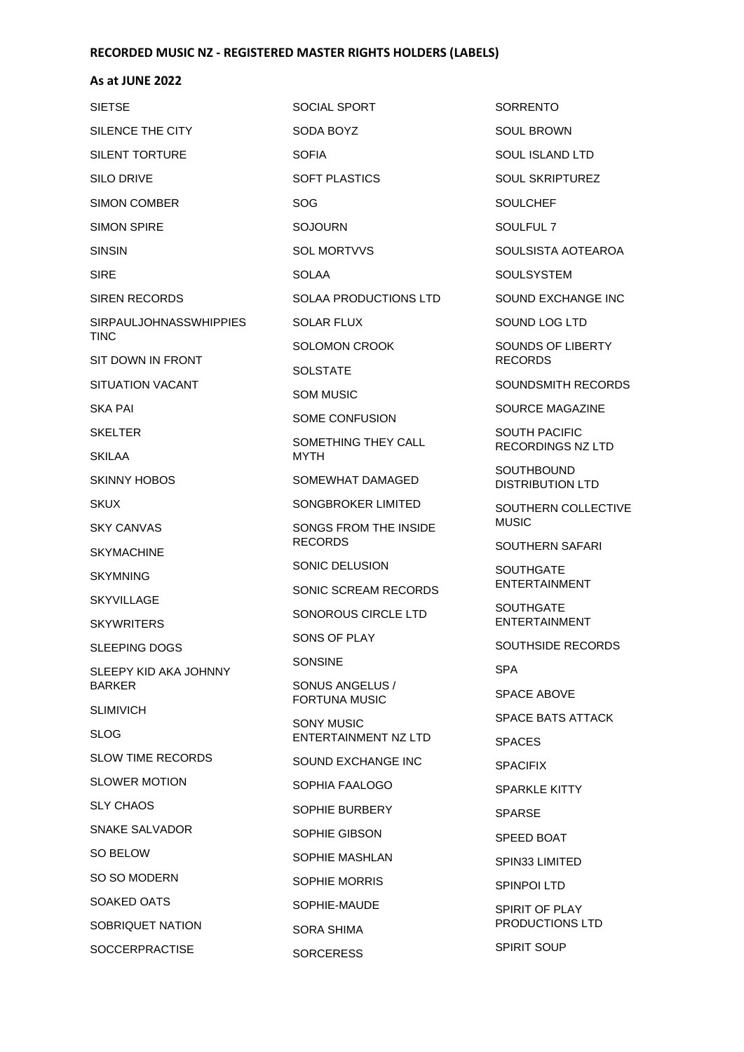**RECORDED MUSIC NZ - REGISTERED MASTER RIGHTS HOLDERS (LABELS)**

**As at JUNE 2022**

SIETSE

SILENCE THE CITY

SILENT TORTURE

SILO DRIVE

SIMON COMBER

SIMON SPIRE

SINSIN

SIRE

SIREN RECORDS

SIRPAULJOHNASSWHIPPIES TINC

SIT DOWN IN FRONT

SITUATION VACANT

SKA PAI

SKELTER

SKILAA

SKINNY HOBOS

SKUX

SKY CANVAS

SKYMACHINE

SKYMNING

SKYVILLAGE

SKYWRITERS

SLEEPING DOGS

SLEEPY KID AKA JOHNNY BARKER

SLIMIVICH

SLOG

SLOW TIME RECORDS

SLOWER MOTION

SLY CHAOS

SNAKE SALVADOR

SO BELOW

SO SO MODERN

SOAKED OATS

SOBRIQUET NATION

SOCCERPRACTISE

SOCIAL SPORT

SODA BOYZ

SOFIA

SOFT PLASTICS

SOG

SOJOURN

SOL MORTVVS

SOLAA

SOLAA PRODUCTIONS LTD

SOLAR FLUX

SOLOMON CROOK

SOLSTATE

SOM MUSIC

SOME CONFUSION

SOMETHING THEY CALL MYTH

SOMEWHAT DAMAGED

SONGBROKER LIMITED

SONGS FROM THE INSIDE RECORDS

SONIC DELUSION

SONIC SCREAM RECORDS

SONOROUS CIRCLE LTD

SONS OF PLAY

SONSINE

SONUS ANGELUS / FORTUNA MUSIC

SONY MUSIC ENTERTAINMENT NZ LTD

SOUND EXCHANGE INC

SOPHIA FAALOGO

SOPHIE BURBERY

SOPHIE GIBSON

SOPHIE MASHLAN

SOPHIE MORRIS

SOPHIE-MAUDE

SORA SHIMA

SORCERESS

SORRENTO

SOUL BROWN

SOUL ISLAND LTD

SOUL SKRIPTUREZ

SOULCHEF

SOULFUL 7

SOULSISTA AOTEAROA

SOULSYSTEM

SOUND EXCHANGE INC

SOUND LOG LTD

SOUNDS OF LIBERTY RECORDS

SOUNDSMITH RECORDS

SOURCE MAGAZINE

SOUTH PACIFIC RECORDINGS NZ LTD

SOUTHBOUND DISTRIBUTION LTD

SOUTHERN COLLECTIVE MUSIC

SOUTHERN SAFARI

SOUTHGATE ENTERTAINMENT

SOUTHGATE ENTERTAINMENT

SOUTHSIDE RECORDS

SPA

SPACE ABOVE

SPACE BATS ATTACK

SPACES

SPACIFIX

SPARKLE KITTY

SPARSE

SPEED BOAT

SPIN33 LIMITED

SPINPOI LTD

SPIRIT OF PLAY PRODUCTIONS LTD

SPIRIT SOUP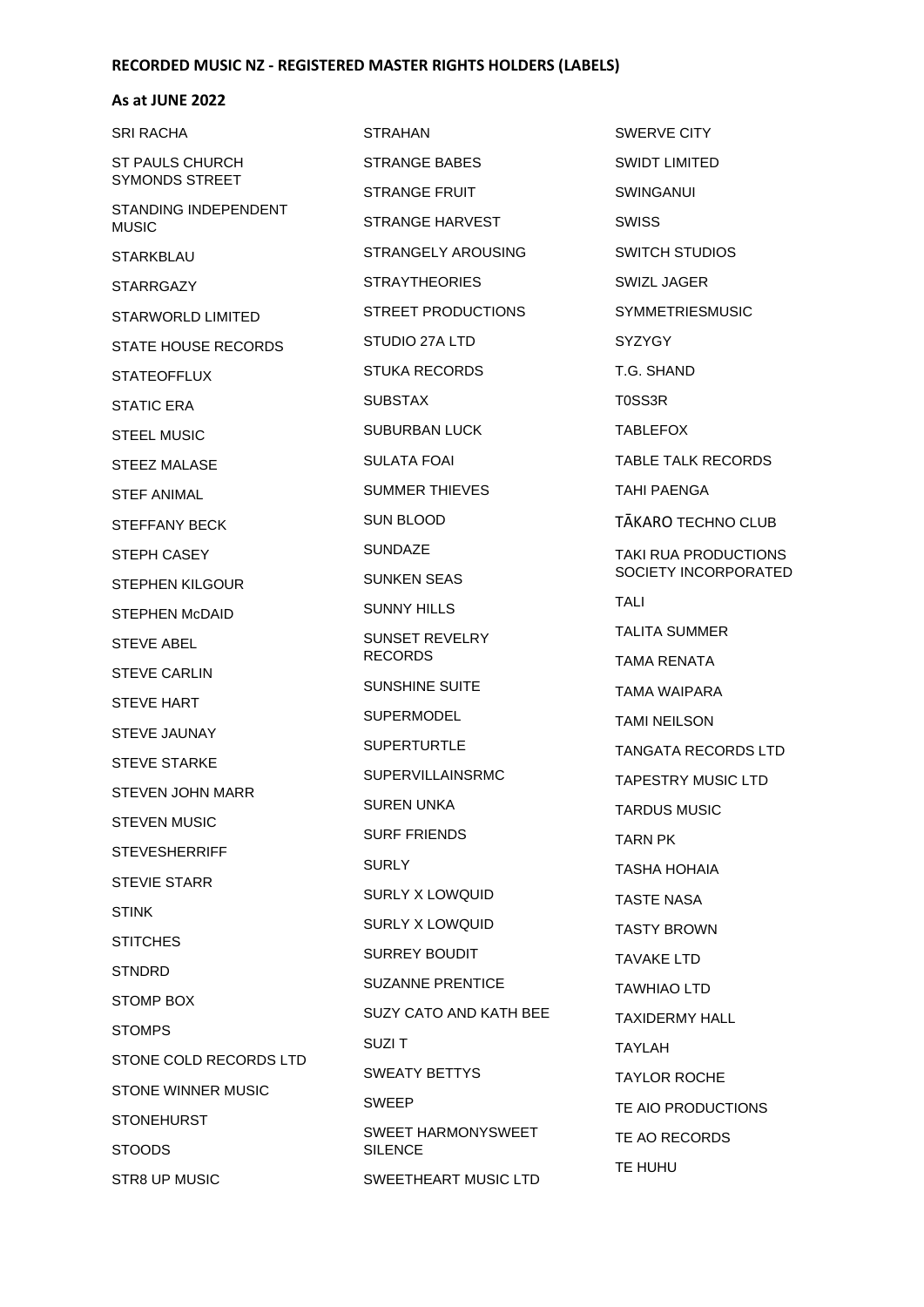**RECORDED MUSIC NZ - REGISTERED MASTER RIGHTS HOLDERS (LABELS)**

**As at JUNE 2022**

SRI RACHA

ST PAULS CHURCH SYMONDS STREET

STANDING INDEPENDENT MUSIC

STARKBLAU

STARRGAZY

STARWORLD LIMITED

STATE HOUSE RECORDS

STATEOFFLUX

STATIC ERA

STEEL MUSIC

STEEZ MALASE

STEF ANIMAL

STEFFANY BECK

STEPH CASEY

STEPHEN KILGOUR

STEPHEN McDAID

STEVE ABEL

STEVE CARLIN

STEVE HART

STEVE JAUNAY

STEVE STARKE

STEVEN JOHN MARR

STEVEN MUSIC

STEVESHERRIFF

STEVIE STARR

STINK

STITCHES

STNDRD

STOMP BOX

STOMPS

STONE COLD RECORDS LTD

STONE WINNER MUSIC

STONEHURST

STOODS

STR8 UP MUSIC

STRAHAN

STRANGE BABES

STRANGE FRUIT

STRANGE HARVEST

STRANGELY AROUSING

STRAYTHEORIES

STREET PRODUCTIONS

STUDIO 27A LTD

STUKA RECORDS

SUBSTAX

SUBURBAN LUCK

SULATA FOAI

SUMMER THIEVES

SUN BLOOD

SUNDAZE

SUNKEN SEAS

SUNNY HILLS

SUNSET REVELRY RECORDS

SUNSHINE SUITE

SUPERMODEL

SUPERTURTLE

SUPERVILLAINSRMC

SUREN UNKA

SURF FRIENDS

SURLY

SURLY X LOWQUID

SURLY X LOWQUID

SURREY BOUDIT

SUZANNE PRENTICE

SUZY CATO AND KATH BEE

SUZI T

SWEATY BETTYS

SWEEP

SWEET HARMONYSWEET SILENCE

SWEETHEART MUSIC LTD

SWERVE CITY

SWIDT LIMITED

SWINGANUI

SWISS

SWITCH STUDIOS

SWIZL JAGER

SYMMETRIESMUSIC

SYZYGY

T.G. SHAND

T0SS3R

TABLEFOX

TABLE TALK RECORDS

TAHI PAENGA

TĀKARO TECHNO CLUB

TAKI RUA PRODUCTIONS SOCIETY INCORPORATED

TALI

TALITA SUMMER

TAMA RENATA

TAMA WAIPARA

TAMI NEILSON

TANGATA RECORDS LTD

TAPESTRY MUSIC LTD

TARDUS MUSIC

TARN PK

TASHA HOHAIA

TASTE NASA

TASTY BROWN

TAVAKE LTD

TAWHIAO LTD

TAXIDERMY HALL

TAYLAH

TAYLOR ROCHE

TE AIO PRODUCTIONS

TE AO RECORDS

TE HUHU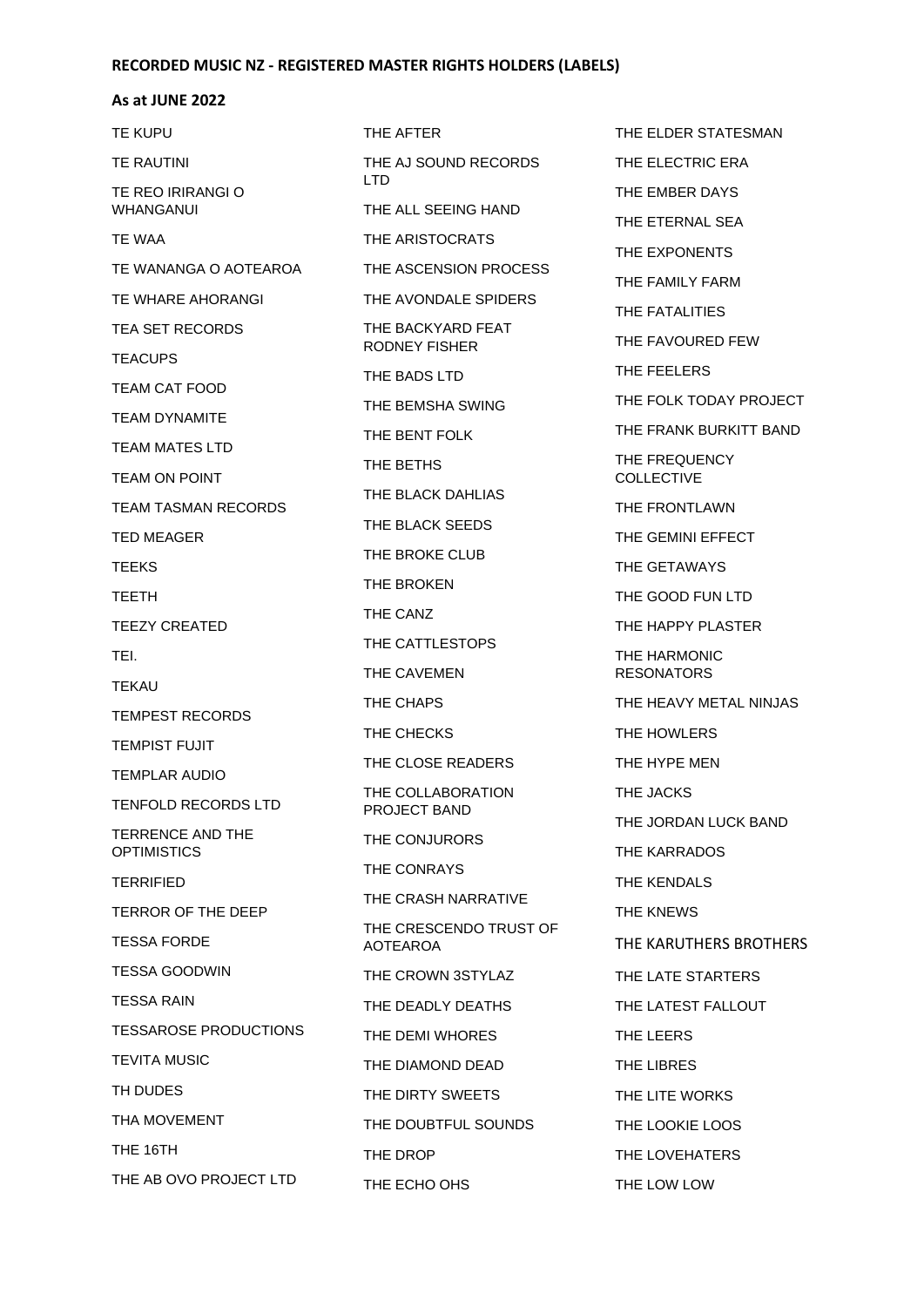**RECORDED MUSIC NZ - REGISTERED MASTER RIGHTS HOLDERS (LABELS)**

**As at JUNE 2022**

TE KUPU

TE RAUTINI

TE REO IRIRANGI O WHANGANUI

TE WAA

TE WANANGA O AOTEAROA

TE WHARE AHORANGI

TEA SET RECORDS

TEACUPS

TEAM CAT FOOD

TEAM DYNAMITE

TEAM MATES LTD

TEAM ON POINT

TEAM TASMAN RECORDS

TED MEAGER

TEEKS

TEETH

TEEZY CREATED

TEI.

TEKAU

TEMPEST RECORDS

TEMPIST FUJIT

TEMPLAR AUDIO

TENFOLD RECORDS LTD

TERRENCE AND THE OPTIMISTICS

TERRIFIED

TERROR OF THE DEEP

TESSA FORDE

TESSA GOODWIN

TESSA RAIN

TESSAROSE PRODUCTIONS

TEVITA MUSIC

TH DUDES

THA MOVEMENT

THE 16TH

THE AB OVO PROJECT LTD

THE AFTER

THE AJ SOUND RECORDS LTD

THE ALL SEEING HAND

THE ARISTOCRATS

THE ASCENSION PROCESS

THE AVONDALE SPIDERS

THE BACKYARD FEAT RODNEY FISHER

THE BADS LTD

THE BEMSHA SWING

THE BENT FOLK

THE BETHS

THE BLACK DAHLIAS

THE BLACK SEEDS

THE BROKE CLUB

THE BROKEN

THE CANZ

THE CATTLESTOPS

THE CAVEMEN

THE CHAPS

THE CHECKS

THE CLOSE READERS

THE COLLABORATION PROJECT BAND

THE CONJURORS

THE CONRAYS

THE CRASH NARRATIVE

THE CRESCENDO TRUST OF AOTEAROA

THE CROWN 3STYLAZ

THE DEADLY DEATHS

THE DEMI WHORES

THE DIAMOND DEAD

THE DIRTY SWEETS

THE DOUBTFUL SOUNDS

THE DROP

THE ECHO OHS

THE ELDER STATESMAN

THE ELECTRIC ERA

THE EMBER DAYS

THE ETERNAL SEA

THE EXPONENTS

THE FAMILY FARM

THE FATALITIES

THE FAVOURED FEW

THE FEELERS

THE FOLK TODAY PROJECT

THE FRANK BURKITT BAND

THE FREQUENCY COLLECTIVE

THE FRONTLAWN

THE GEMINI EFFECT

THE GETAWAYS

THE GOOD FUN LTD

THE HAPPY PLASTER

THE HARMONIC RESONATORS

THE HEAVY METAL NINJAS

THE HOWLERS

THE HYPE MEN

THE JACKS

THE JORDAN LUCK BAND

THE KARRADOS

THE KENDALS

THE KNEWS

THE KARUTHERS BROTHERS

THE LATE STARTERS

THE LATEST FALLOUT

THE LEERS

THE LIBRES

THE LITE WORKS

THE LOOKIE LOOS

THE LOVEHATERS

THE LOW LOW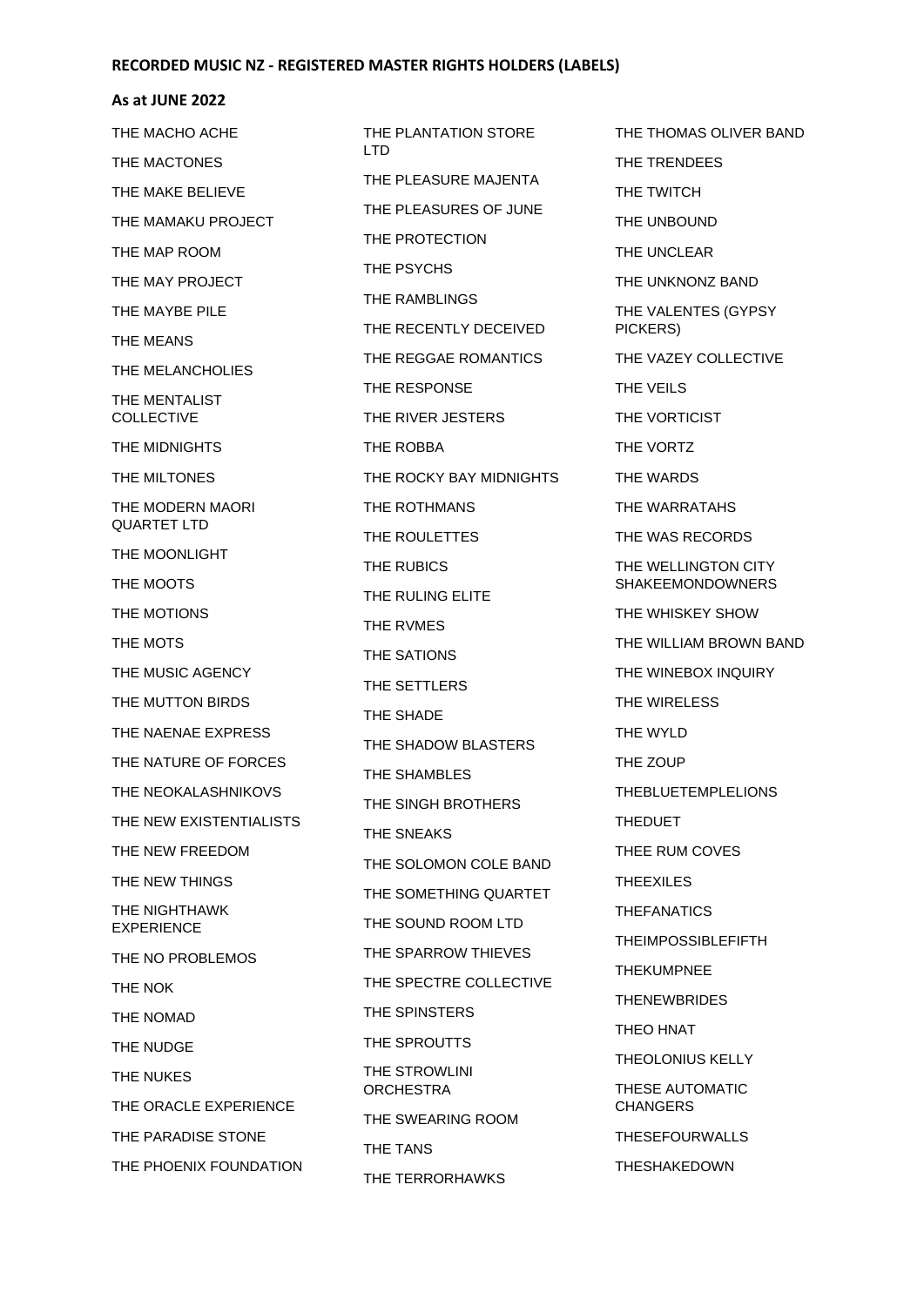**RECORDED MUSIC NZ - REGISTERED MASTER RIGHTS HOLDERS (LABELS)**

**As at JUNE 2022**

THE MACHO ACHE

THE MACTONES

THE MAKE BELIEVE

THE MAMAKU PROJECT

THE MAP ROOM

THE MAY PROJECT

THE MAYBE PILE

THE MEANS

THE MELANCHOLIES

THE MENTALIST COLLECTIVE

THE MIDNIGHTS

THE MILTONES

THE MODERN MAORI QUARTET LTD

THE MOONLIGHT

THE MOOTS

THE MOTIONS

THE MOTS

THE MUSIC AGENCY

THE MUTTON BIRDS

THE NAENAE EXPRESS

THE NATURE OF FORCES

THE NEOKALASHNIKOVS

THE NEW EXISTENTIALISTS

THE NEW FREEDOM

THE NEW THINGS

THE NIGHTHAWK EXPERIENCE

THE NO PROBLEMOS

THE NOK

THE NOMAD

THE NUDGE

THE NUKES

THE ORACLE EXPERIENCE

THE PARADISE STONE

THE PHOENIX FOUNDATION

THE PLANTATION STORE LTD

THE PLEASURE MAJENTA

THE PLEASURES OF JUNE

THE PROTECTION

THE PSYCHS

THE RAMBLINGS

THE RECENTLY DECEIVED

THE REGGAE ROMANTICS

THE RESPONSE

THE RIVER JESTERS

THE ROBBA

THE ROCKY BAY MIDNIGHTS

THE ROTHMANS

THE ROULETTES

THE RUBICS

THE RULING ELITE

THE RVMES

THE SATIONS

THE SETTLERS

THE SHADE

THE SHADOW BLASTERS

THE SHAMBLES

THE SINGH BROTHERS

THE SNEAKS

THE SOLOMON COLE BAND

THE SOMETHING QUARTET

THE SOUND ROOM LTD

THE SPARROW THIEVES

THE SPECTRE COLLECTIVE

THE SPINSTERS

THE SPROUTTS

THE STROWLINI ORCHESTRA

THE SWEARING ROOM

THE TANS

THE TERRORHAWKS

THE THOMAS OLIVER BAND

THE TRENDEES

THE TWITCH

THE UNBOUND

THE UNCLEAR

THE UNKNONZ BAND

THE VALENTES (GYPSY PICKERS)

THE VAZEY COLLECTIVE

THE VEILS

THE VORTICIST

THE VORTZ

THE WARDS

THE WARRATAHS

THE WAS RECORDS

THE WELLINGTON CITY SHAKEEMONDOWNERS

THE WHISKEY SHOW

THE WILLIAM BROWN BAND

THE WINEBOX INQUIRY

THE WIRELESS

THE WYLD

THE ZOUP

THEBLUETEMPLELIONS

THEDUET

THEE RUM COVES

THEEXILES

THEFANATICS

THEIMPOSSIBLEFIFTH

THEKUMPNEE

THENEWBRIDES

THEO HNAT

THEOLONIUS KELLY

THESE AUTOMATIC CHANGERS

THESEFOURWALLS

THESHAKEDOWN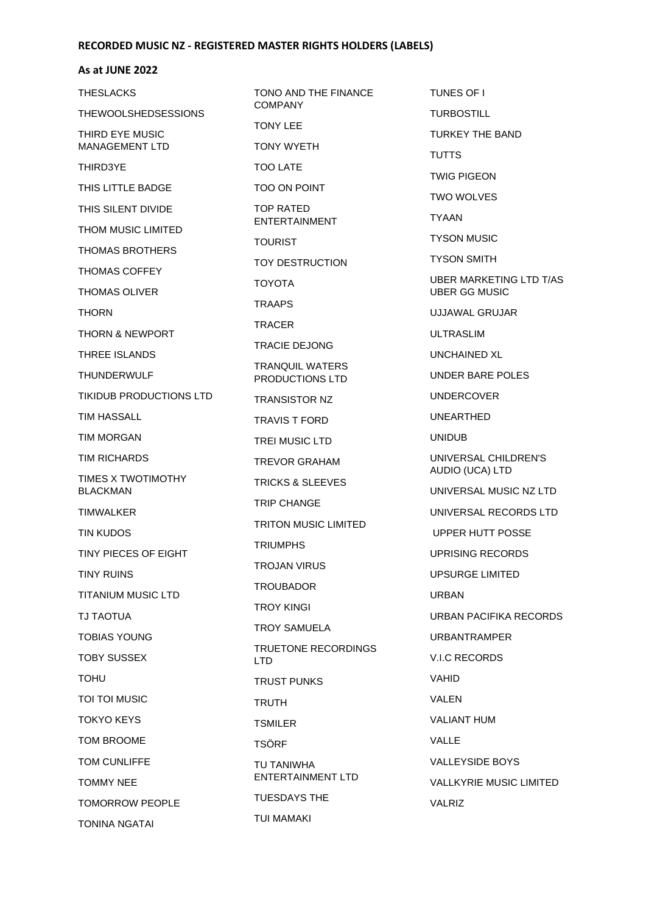**RECORDED MUSIC NZ - REGISTERED MASTER RIGHTS HOLDERS (LABELS)**

**As at JUNE 2022**

THESLACKS

THEWOOLSHEDSESSIONS

THIRD EYE MUSIC MANAGEMENT LTD

THIRD3YE

THIS LITTLE BADGE

THIS SILENT DIVIDE

THOM MUSIC LIMITED

THOMAS BROTHERS

THOMAS COFFEY

THOMAS OLIVER

THORN

THORN & NEWPORT

THREE ISLANDS

THUNDERWULF

TIKIDUB PRODUCTIONS LTD

TIM HASSALL

TIM MORGAN

TIM RICHARDS

TIMES X TWOTIMOTHY BLACKMAN

TIMWALKER

TIN KUDOS

TINY PIECES OF EIGHT

TINY RUINS

TITANIUM MUSIC LTD

TJ TAOTUA

TOBIAS YOUNG

TOBY SUSSEX

TOHU

TOI TOI MUSIC

TOKYO KEYS

TOM BROOME

TOM CUNLIFFE

TOMMY NEE

TOMORROW PEOPLE

TONINA NGATAI

TONO AND THE FINANCE COMPANY

TONY LEE

TONY WYETH

TOO LATE

TOO ON POINT

TOP RATED ENTERTAINMENT

TOURIST

TOY DESTRUCTION

TOYOTA

TRAAPS

TRACER

TRACIE DEJONG

TRANQUIL WATERS PRODUCTIONS LTD

TRANSISTOR NZ

TRAVIS T FORD

TREI MUSIC LTD

TREVOR GRAHAM

TRICKS & SLEEVES

TRIP CHANGE

TRITON MUSIC LIMITED

TRIUMPHS

TROJAN VIRUS

TROUBADOR

TROY KINGI

TROY SAMUELA

TRUETONE RECORDINGS LTD

TRUST PUNKS

TRUTH

TSMILER

TSÖRF

TU TANIWHA ENTERTAINMENT LTD

TUESDAYS THE

TUI MAMAKI

TUNES OF I

TURBOSTILL

TURKEY THE BAND

TUTTS

TWIG PIGEON

TWO WOLVES

TYAAN

TYSON MUSIC

TYSON SMITH

UBER MARKETING LTD T/AS UBER GG MUSIC

UJJAWAL GRUJAR

ULTRASLIM

UNCHAINED XL

UNDER BARE POLES

UNDERCOVER

UNEARTHED

UNIDUB

UNIVERSAL CHILDREN'S AUDIO (UCA) LTD

UNIVERSAL MUSIC NZ LTD

UNIVERSAL RECORDS LTD

UPPER HUTT POSSE

UPRISING RECORDS

UPSURGE LIMITED

URBAN

URBAN PACIFIKA RECORDS

URBANTRAMPER

V.I.C RECORDS

VAHID

VALEN

VALIANT HUM

VALLE

VALLEYSIDE BOYS

VALLKYRIE MUSIC LIMITED

VALRIZ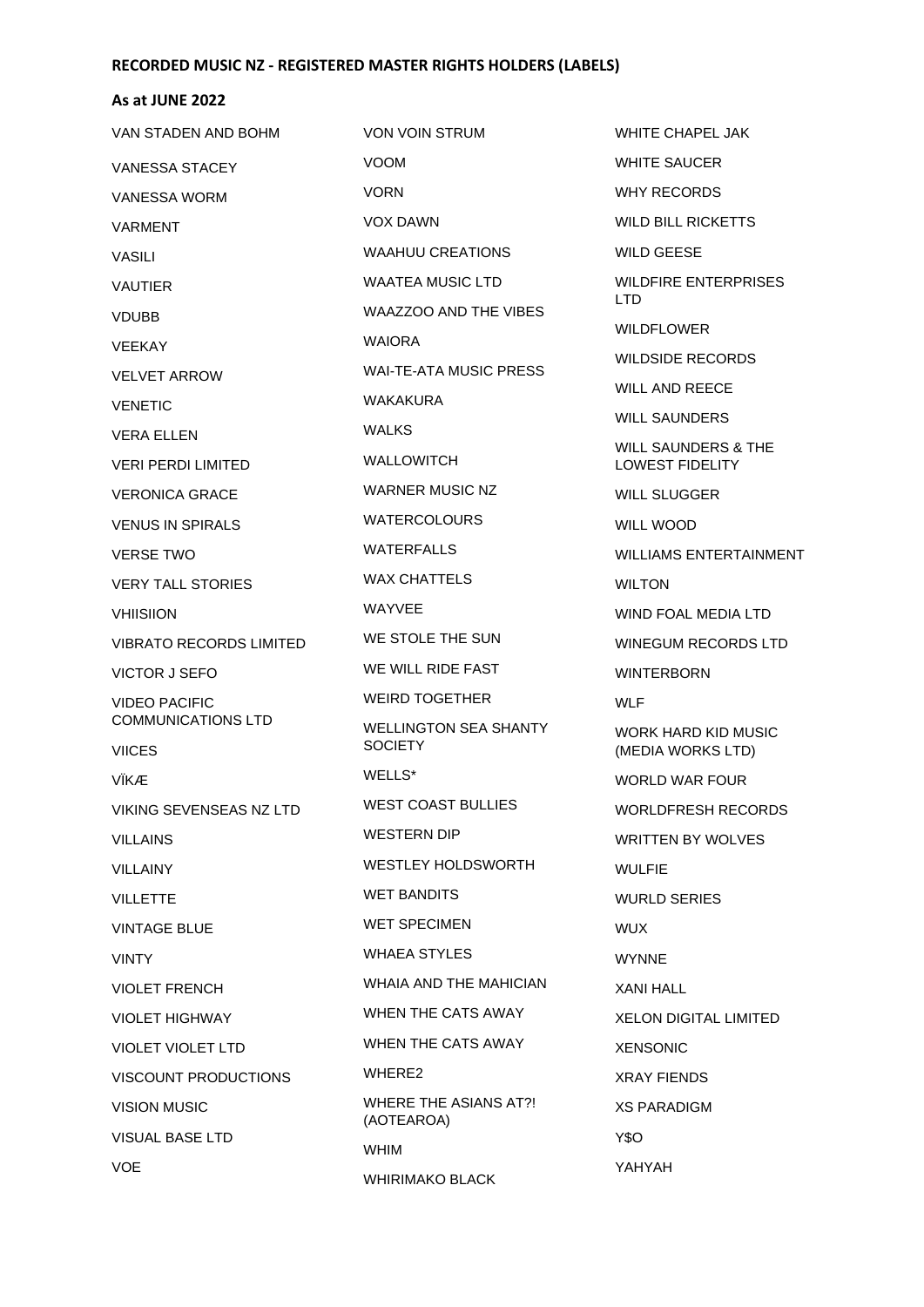**RECORDED MUSIC NZ - REGISTERED MASTER RIGHTS HOLDERS (LABELS)**

**As at JUNE 2022**

VAN STADEN AND BOHM
VANESSA STACEY
VANESSA WORM
VARMENT
VASILI
VAUTIER
VDUBB
VEEKAY
VELVET ARROW
VENETIC
VERA ELLEN
VERI PERDI LIMITED
VERONICA GRACE
VENUS IN SPIRALS
VERSE TWO
VERY TALL STORIES
VHIISIION
VIBRATO RECORDS LIMITED
VICTOR J SEFO
VIDEO PACIFIC COMMUNICATIONS LTD
VIICES
VÏKÆ
VIKING SEVENSEAS NZ LTD
VILLAINS
VILLAINY
VILLETTE
VINTAGE BLUE
VINTY
VIOLET FRENCH
VIOLET HIGHWAY
VIOLET VIOLET LTD
VISCOUNT PRODUCTIONS
VISION MUSIC
VISUAL BASE LTD
VOE
VON VOIN STRUM
VOOM
VORN
VOX DAWN
WAAHUU CREATIONS
WAATEA MUSIC LTD
WAAZZOO AND THE VIBES
WAIORA
WAI-TE-ATA MUSIC PRESS
WAKAKURA
WALKS
WALLOWITCH
WARNER MUSIC NZ
WATERCOLOURS
WATERFALLS
WAX CHATTELS
WAYVEE
WE STOLE THE SUN
WE WILL RIDE FAST
WEIRD TOGETHER
WELLINGTON SEA SHANTY SOCIETY
WELLS*
WEST COAST BULLIES
WESTERN DIP
WESTLEY HOLDSWORTH
WET BANDITS
WET SPECIMEN
WHAEA STYLES
WHAIA AND THE MAHICIAN
WHEN THE CATS AWAY
WHEN THE CATS AWAY
WHERE2
WHERE THE ASIANS AT?! (AOTEAROA)
WHIM
WHIRIMAKO BLACK
WHITE CHAPEL JAK
WHITE SAUCER
WHY RECORDS
WILD BILL RICKETTS
WILD GEESE
WILDFIRE ENTERPRISES LTD
WILDFLOWER
WILDSIDE RECORDS
WILL AND REECE
WILL SAUNDERS
WILL SAUNDERS & THE LOWEST FIDELITY
WILL SLUGGER
WILL WOOD
WILLIAMS ENTERTAINMENT
WILTON
WIND FOAL MEDIA LTD
WINEGUM RECORDS LTD
WINTERBORN
WLF
WORK HARD KID MUSIC (MEDIA WORKS LTD)
WORLD WAR FOUR
WORLDFRESH RECORDS
WRITTEN BY WOLVES
WULFIE
WURLD SERIES
WUX
WYNNE
XANI HALL
XELON DIGITAL LIMITED
XENSONIC
XRAY FIENDS
XS PARADIGM
Y$O
YAHYAH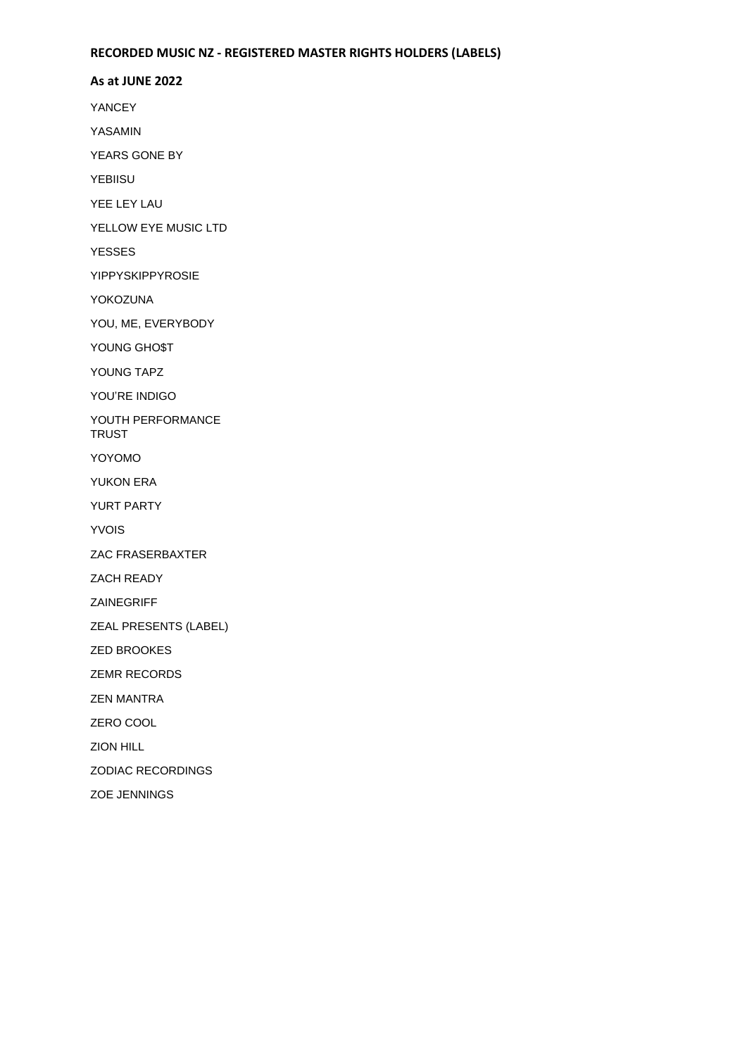**RECORDED MUSIC NZ - REGISTERED MASTER RIGHTS HOLDERS (LABELS)**

**As at JUNE 2022**

YANCEY

YASAMIN

YEARS GONE BY

YEBIISU

YEE LEY LAU

YELLOW EYE MUSIC LTD

YESSES

YIPPYSKIPPYROSIE

YOKOZUNA

YOU, ME, EVERYBODY

YOUNG GHO$T

YOUNG TAPZ

YOU'RE INDIGO

YOUTH PERFORMANCE TRUST

YOYOMO

YUKON ERA

YURT PARTY

YVOIS

ZAC FRASERBAXTER

ZACH READY

ZAINEGRIFF

ZEAL PRESENTS (LABEL)

ZED BROOKES

ZEMR RECORDS

ZEN MANTRA

ZERO COOL

ZION HILL

ZODIAC RECORDINGS

ZOE JENNINGS